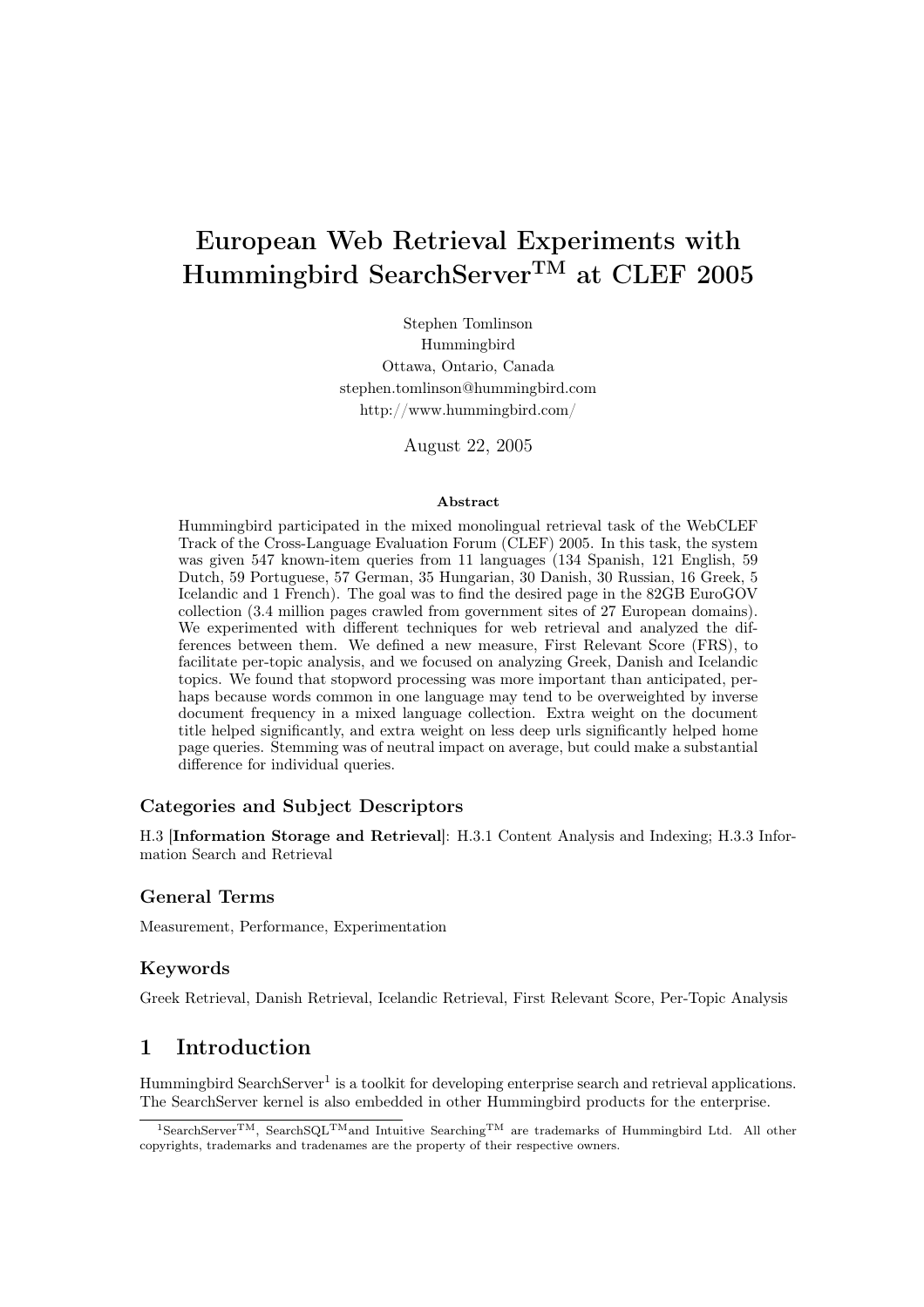# European Web Retrieval Experiments with Hummingbird SearchServer™ at CLEF 2005

Stephen Tomlinson
Hummingbird
Ottawa, Ontario, Canada
stephen.tomlinson@hummingbird.com
http://www.hummingbird.com/

August 22, 2005

### Abstract

Hummingbird participated in the mixed monolingual retrieval task of the WebCLEF Track of the Cross-Language Evaluation Forum (CLEF) 2005. In this task, the system was given 547 known-item queries from 11 languages (134 Spanish, 121 English, 59 Dutch, 59 Portuguese, 57 German, 35 Hungarian, 30 Danish, 30 Russian, 16 Greek, 5 Icelandic and 1 French). The goal was to find the desired page in the 82GB EuroGOV collection (3.4 million pages crawled from government sites of 27 European domains). We experimented with different techniques for web retrieval and analyzed the differences between them. We defined a new measure, First Relevant Score (FRS), to facilitate per-topic analysis, and we focused on analyzing Greek, Danish and Icelandic topics. We found that stopword processing was more important than anticipated, perhaps because words common in one language may tend to be overweighted by inverse document frequency in a mixed language collection. Extra weight on the document title helped significantly, and extra weight on less deep urls significantly helped home page queries. Stemming was of neutral impact on average, but could make a substantial difference for individual queries.

### Categories and Subject Descriptors

H.3 [**Information Storage and Retrieval**]: H.3.1 Content Analysis and Indexing; H.3.3 Information Search and Retrieval

### General Terms

Measurement, Performance, Experimentation

### Keywords

Greek Retrieval, Danish Retrieval, Icelandic Retrieval, First Relevant Score, Per-Topic Analysis

## 1 Introduction

Hummingbird SearchServer[1] is a toolkit for developing enterprise search and retrieval applications. The SearchServer kernel is also embedded in other Hummingbird products for the enterprise.

[1] SearchServer™, SearchSQL™ and Intuitive Searching™ are trademarks of Hummingbird Ltd. All other copyrights, trademarks and tradenames are the property of their respective owners.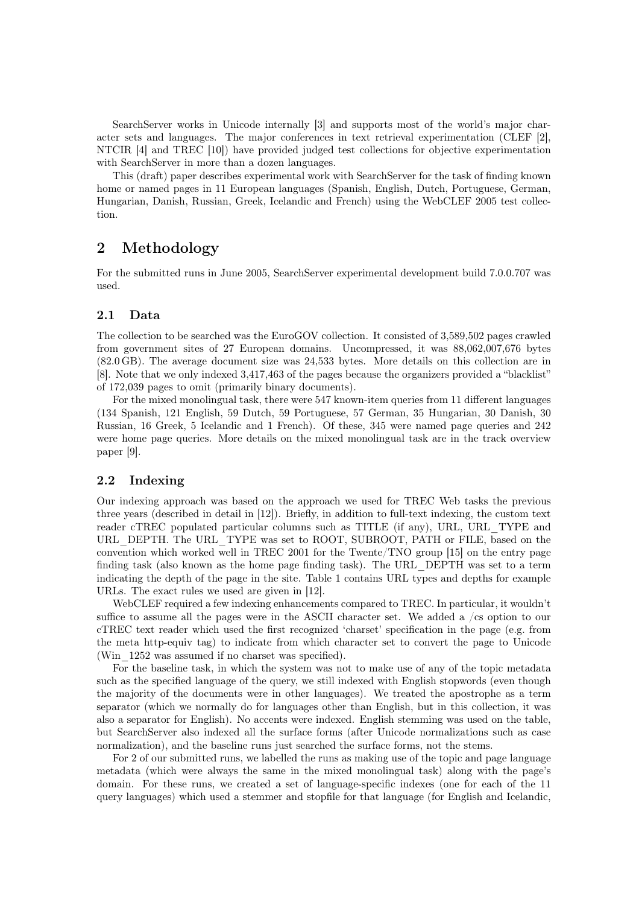SearchServer works in Unicode internally [3] and supports most of the world's major character sets and languages. The major conferences in text retrieval experimentation (CLEF [2], NTCIR [4] and TREC [10]) have provided judged test collections for objective experimentation with SearchServer in more than a dozen languages.

This (draft) paper describes experimental work with SearchServer for the task of finding known home or named pages in 11 European languages (Spanish, English, Dutch, Portuguese, German, Hungarian, Danish, Russian, Greek, Icelandic and French) using the WebCLEF 2005 test collection.

## 2 Methodology

For the submitted runs in June 2005, SearchServer experimental development build 7.0.0.707 was used.

### 2.1 Data

The collection to be searched was the EuroGOV collection. It consisted of 3,589,502 pages crawled from government sites of 27 European domains. Uncompressed, it was 88,062,007,676 bytes (82.0 GB). The average document size was 24,533 bytes. More details on this collection are in [8]. Note that we only indexed 3,417,463 of the pages because the organizers provided a "blacklist" of 172,039 pages to omit (primarily binary documents).

For the mixed monolingual task, there were 547 known-item queries from 11 different languages (134 Spanish, 121 English, 59 Dutch, 59 Portuguese, 57 German, 35 Hungarian, 30 Danish, 30 Russian, 16 Greek, 5 Icelandic and 1 French). Of these, 345 were named page queries and 242 were home page queries. More details on the mixed monolingual task are in the track overview paper [9].

### 2.2 Indexing

Our indexing approach was based on the approach we used for TREC Web tasks the previous three years (described in detail in [12]). Briefly, in addition to full-text indexing, the custom text reader cTREC populated particular columns such as TITLE (if any), URL, URL_TYPE and URL_DEPTH. The URL_TYPE was set to ROOT, SUBROOT, PATH or FILE, based on the convention which worked well in TREC 2001 for the Twente/TNO group [15] on the entry page finding task (also known as the home page finding task). The URL_DEPTH was set to a term indicating the depth of the page in the site. Table 1 contains URL types and depths for example URLs. The exact rules we used are given in [12].

WebCLEF required a few indexing enhancements compared to TREC. In particular, it wouldn't suffice to assume all the pages were in the ASCII character set. We added a /cs option to our cTREC text reader which used the first recognized 'charset' specification in the page (e.g. from the meta http-equiv tag) to indicate from which character set to convert the page to Unicode (Win_1252 was assumed if no charset was specified).

For the baseline task, in which the system was not to make use of any of the topic metadata such as the specified language of the query, we still indexed with English stopwords (even though the majority of the documents were in other languages). We treated the apostrophe as a term separator (which we normally do for languages other than English, but in this collection, it was also a separator for English). No accents were indexed. English stemming was used on the table, but SearchServer also indexed all the surface forms (after Unicode normalizations such as case normalization), and the baseline runs just searched the surface forms, not the stems.

For 2 of our submitted runs, we labelled the runs as making use of the topic and page language metadata (which were always the same in the mixed monolingual task) along with the page's domain. For these runs, we created a set of language-specific indexes (one for each of the 11 query languages) which used a stemmer and stopfile for that language (for English and Icelandic,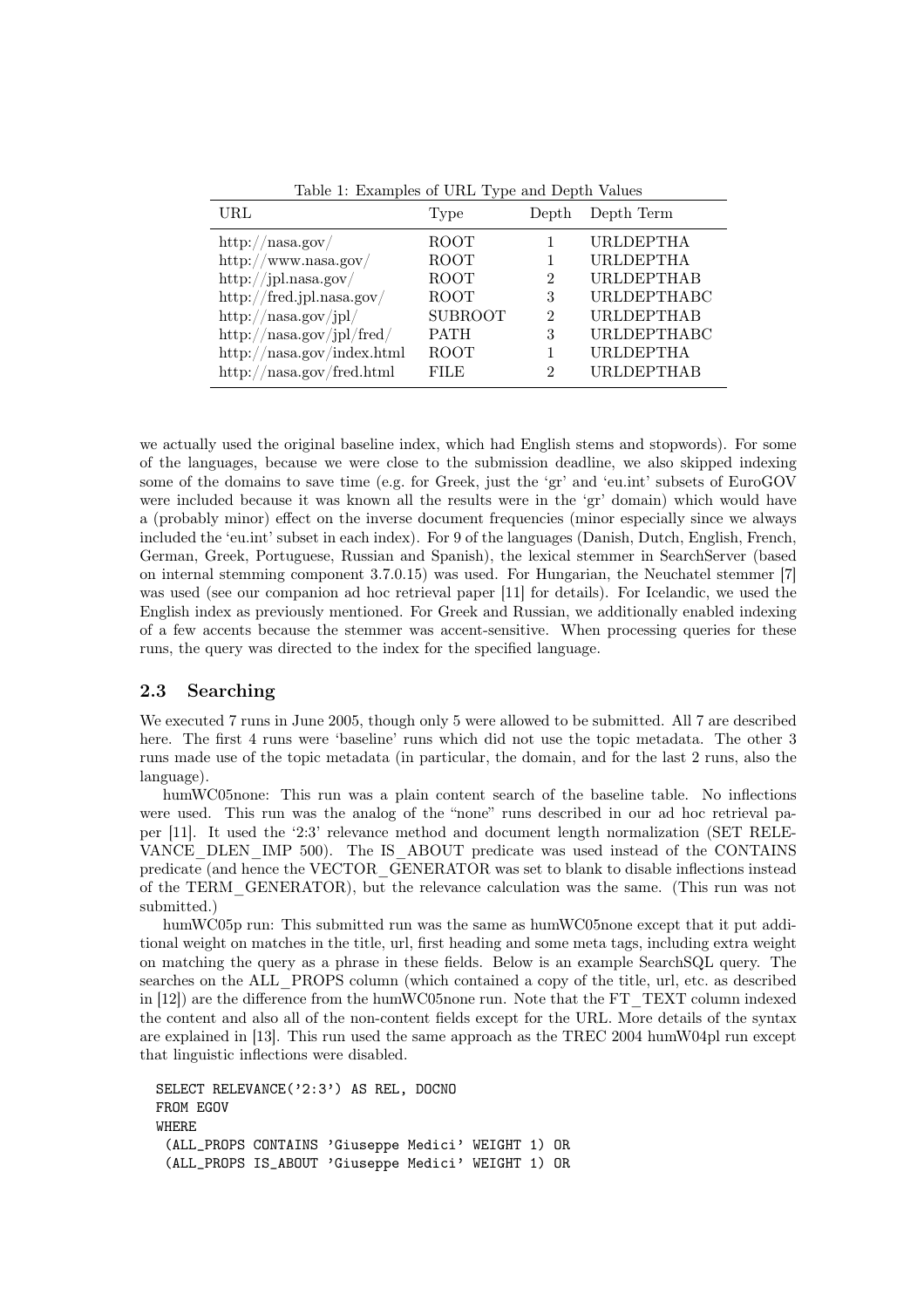Table 1: Examples of URL Type and Depth Values

| URL | Type | Depth | Depth Term |
|---|---|---|---|
| http://nasa.gov/ | ROOT | 1 | URLDEPTHA |
| http://www.nasa.gov/ | ROOT | 1 | URLDEPTHA |
| http://jpl.nasa.gov/ | ROOT | 2 | URLDEPTHAB |
| http://fred.jpl.nasa.gov/ | ROOT | 3 | URLDEPTHABC |
| http://nasa.gov/jpl/ | SUBROOT | 2 | URLDEPTHAB |
| http://nasa.gov/jpl/fred/ | PATH | 3 | URLDEPTHABC |
| http://nasa.gov/index.html | ROOT | 1 | URLDEPTHA |
| http://nasa.gov/fred.html | FILE | 2 | URLDEPTHAB |

we actually used the original baseline index, which had English stems and stopwords). For some of the languages, because we were close to the submission deadline, we also skipped indexing some of the domains to save time (e.g. for Greek, just the 'gr' and 'eu.int' subsets of EuroGOV were included because it was known all the results were in the 'gr' domain) which would have a (probably minor) effect on the inverse document frequencies (minor especially since we always included the 'eu.int' subset in each index). For 9 of the languages (Danish, Dutch, English, French, German, Greek, Portuguese, Russian and Spanish), the lexical stemmer in SearchServer (based on internal stemming component 3.7.0.15) was used. For Hungarian, the Neuchatel stemmer [7] was used (see our companion ad hoc retrieval paper [11] for details). For Icelandic, we used the English index as previously mentioned. For Greek and Russian, we additionally enabled indexing of a few accents because the stemmer was accent-sensitive. When processing queries for these runs, the query was directed to the index for the specified language.

## 2.3 Searching

We executed 7 runs in June 2005, though only 5 were allowed to be submitted. All 7 are described here. The first 4 runs were 'baseline' runs which did not use the topic metadata. The other 3 runs made use of the topic metadata (in particular, the domain, and for the last 2 runs, also the language).

humWC05none: This run was a plain content search of the baseline table. No inflections were used. This run was the analog of the "none" runs described in our ad hoc retrieval paper [11]. It used the '2:3' relevance method and document length normalization (SET RELEVANCE_DLEN_IMP 500). The IS_ABOUT predicate was used instead of the CONTAINS predicate (and hence the VECTOR_GENERATOR was set to blank to disable inflections instead of the TERM_GENERATOR), but the relevance calculation was the same. (This run was not submitted.)

humWC05p run: This submitted run was the same as humWC05none except that it put additional weight on matches in the title, url, first heading and some meta tags, including extra weight on matching the query as a phrase in these fields. Below is an example SearchSQL query. The searches on the ALL_PROPS column (which contained a copy of the title, url, etc. as described in [12]) are the difference from the humWC05none run. Note that the FT_TEXT column indexed the content and also all of the non-content fields except for the URL. More details of the syntax are explained in [13]. This run used the same approach as the TREC 2004 humW04pl run except that linguistic inflections were disabled.

```
SELECT RELEVANCE('2:3') AS REL, DOCNO
FROM EGOV
WHERE
 (ALL_PROPS CONTAINS 'Giuseppe Medici' WEIGHT 1) OR
 (ALL_PROPS IS_ABOUT 'Giuseppe Medici' WEIGHT 1) OR
```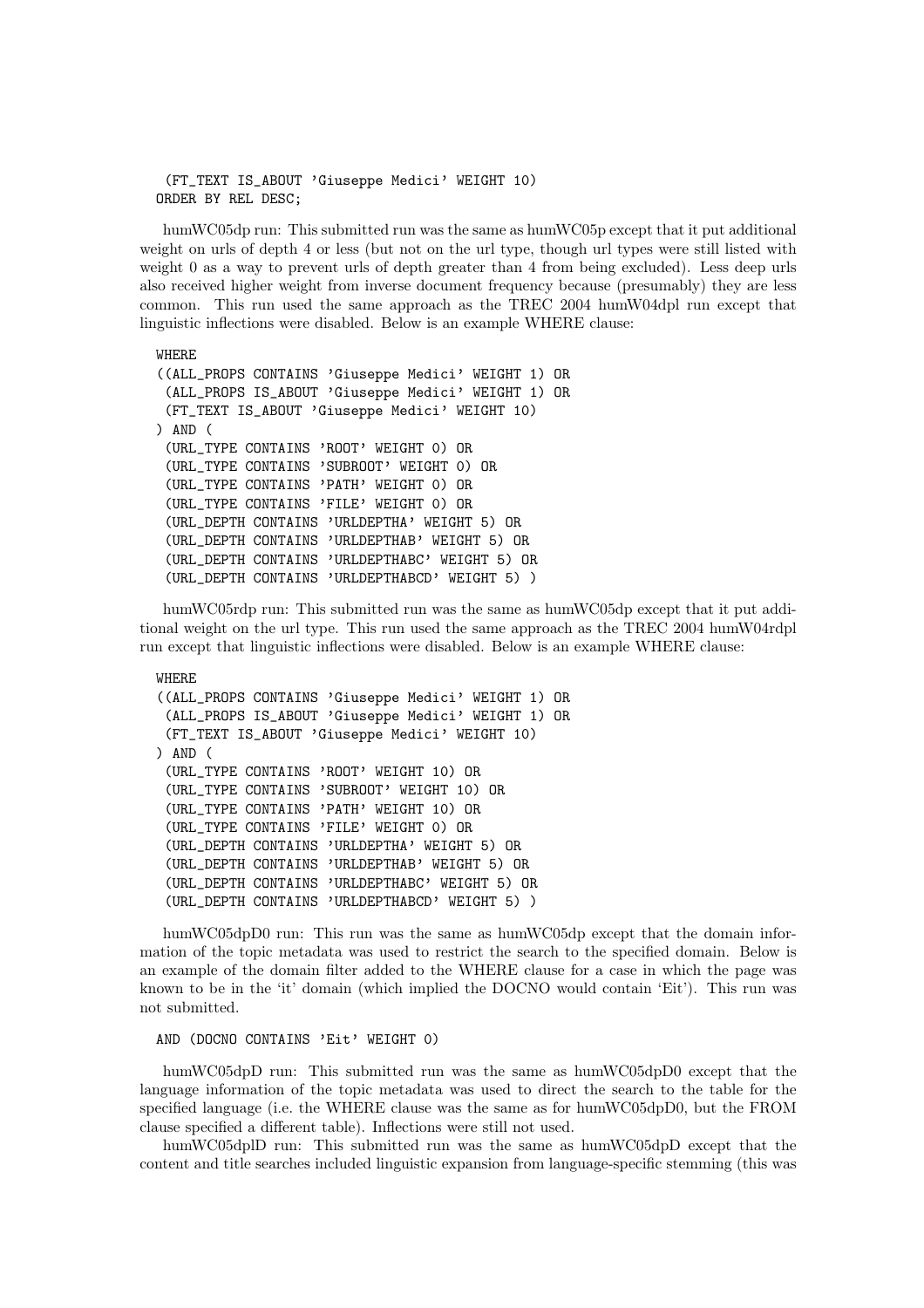```
  (FT_TEXT IS_ABOUT 'Giuseppe Medici' WEIGHT 10)
ORDER BY REL DESC;
```

humWC05dp run: This submitted run was the same as humWC05p except that it put additional weight on urls of depth 4 or less (but not on the url type, though url types were still listed with weight 0 as a way to prevent urls of depth greater than 4 from being excluded). Less deep urls also received higher weight from inverse document frequency because (presumably) they are less common. This run used the same approach as the TREC 2004 humW04dpl run except that linguistic inflections were disabled. Below is an example WHERE clause:

```
WHERE
((ALL_PROPS CONTAINS 'Giuseppe Medici' WEIGHT 1) OR
 (ALL_PROPS IS_ABOUT 'Giuseppe Medici' WEIGHT 1) OR
 (FT_TEXT IS_ABOUT 'Giuseppe Medici' WEIGHT 10)
) AND (
 (URL_TYPE CONTAINS 'ROOT' WEIGHT 0) OR
 (URL_TYPE CONTAINS 'SUBROOT' WEIGHT 0) OR
 (URL_TYPE CONTAINS 'PATH' WEIGHT 0) OR
 (URL_TYPE CONTAINS 'FILE' WEIGHT 0) OR
 (URL_DEPTH CONTAINS 'URLDEPTHA' WEIGHT 5) OR
 (URL_DEPTH CONTAINS 'URLDEPTHAB' WEIGHT 5) OR
 (URL_DEPTH CONTAINS 'URLDEPTHABC' WEIGHT 5) OR
 (URL_DEPTH CONTAINS 'URLDEPTHABCD' WEIGHT 5) )
```

humWC05rdp run: This submitted run was the same as humWC05dp except that it put additional weight on the url type. This run used the same approach as the TREC 2004 humW04rdpl run except that linguistic inflections were disabled. Below is an example WHERE clause:

```
WHERE
((ALL_PROPS CONTAINS 'Giuseppe Medici' WEIGHT 1) OR
 (ALL_PROPS IS_ABOUT 'Giuseppe Medici' WEIGHT 1) OR
 (FT_TEXT IS_ABOUT 'Giuseppe Medici' WEIGHT 10)
) AND (
 (URL_TYPE CONTAINS 'ROOT' WEIGHT 10) OR
 (URL_TYPE CONTAINS 'SUBROOT' WEIGHT 10) OR
 (URL_TYPE CONTAINS 'PATH' WEIGHT 10) OR
 (URL_TYPE CONTAINS 'FILE' WEIGHT 0) OR
 (URL_DEPTH CONTAINS 'URLDEPTHA' WEIGHT 5) OR
 (URL_DEPTH CONTAINS 'URLDEPTHAB' WEIGHT 5) OR
 (URL_DEPTH CONTAINS 'URLDEPTHABC' WEIGHT 5) OR
 (URL_DEPTH CONTAINS 'URLDEPTHABCD' WEIGHT 5) )
```

humWC05dpD0 run: This run was the same as humWC05dp except that the domain information of the topic metadata was used to restrict the search to the specified domain. Below is an example of the domain filter added to the WHERE clause for a case in which the page was known to be in the 'it' domain (which implied the DOCNO would contain 'Eit'). This run was not submitted.

```
AND (DOCNO CONTAINS 'Eit' WEIGHT 0)
```

humWC05dpD run: This submitted run was the same as humWC05dpD0 except that the language information of the topic metadata was used to direct the search to the table for the specified language (i.e. the WHERE clause was the same as for humWC05dpD0, but the FROM clause specified a different table). Inflections were still not used.

humWC05dplD run: This submitted run was the same as humWC05dpD except that the content and title searches included linguistic expansion from language-specific stemming (this was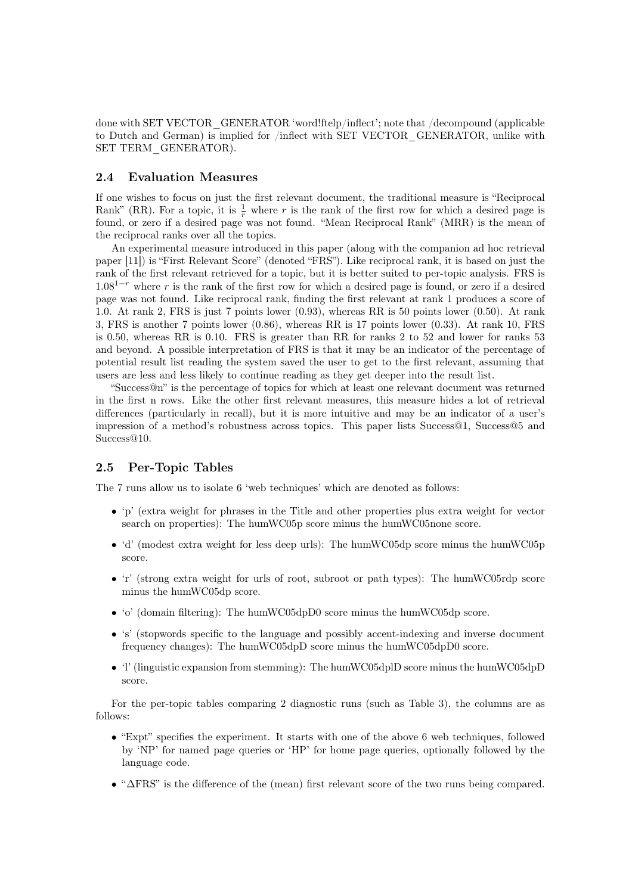done with SET VECTOR_GENERATOR 'word!ftelp/inflect'; note that /decompound (applicable to Dutch and German) is implied for /inflect with SET VECTOR_GENERATOR, unlike with SET TERM_GENERATOR).

### 2.4 Evaluation Measures

If one wishes to focus on just the first relevant document, the traditional measure is "Reciprocal Rank" (RR). For a topic, it is $\frac{1}{r}$ where $r$ is the rank of the first row for which a desired page is found, or zero if a desired page was not found. "Mean Reciprocal Rank" (MRR) is the mean of the reciprocal ranks over all the topics.

An experimental measure introduced in this paper (along with the companion ad hoc retrieval paper [11]) is "First Relevant Score" (denoted "FRS"). Like reciprocal rank, it is based on just the rank of the first relevant retrieved for a topic, but it is better suited to per-topic analysis. FRS is $1.08^{1-r}$ where $r$ is the rank of the first row for which a desired page is found, or zero if a desired page was not found. Like reciprocal rank, finding the first relevant at rank 1 produces a score of 1.0. At rank 2, FRS is just 7 points lower (0.93), whereas RR is 50 points lower (0.50). At rank 3, FRS is another 7 points lower (0.86), whereas RR is 17 points lower (0.33). At rank 10, FRS is 0.50, whereas RR is 0.10. FRS is greater than RR for ranks 2 to 52 and lower for ranks 53 and beyond. A possible interpretation of FRS is that it may be an indicator of the percentage of potential result list reading the system saved the user to get to the first relevant, assuming that users are less and less likely to continue reading as they get deeper into the result list.

"Success@n" is the percentage of topics for which at least one relevant document was returned in the first n rows. Like the other first relevant measures, this measure hides a lot of retrieval differences (particularly in recall), but it is more intuitive and may be an indicator of a user's impression of a method's robustness across topics. This paper lists Success@1, Success@5 and Success@10.

### 2.5 Per-Topic Tables

The 7 runs allow us to isolate 6 'web techniques' which are denoted as follows:

- 'p' (extra weight for phrases in the Title and other properties plus extra weight for vector search on properties): The humWC05p score minus the humWC05none score.
- 'd' (modest extra weight for less deep urls): The humWC05dp score minus the humWC05p score.
- 'r' (strong extra weight for urls of root, subroot or path types): The humWC05rdp score minus the humWC05dp score.
- 'o' (domain filtering): The humWC05dpD0 score minus the humWC05dp score.
- 's' (stopwords specific to the language and possibly accent-indexing and inverse document frequency changes): The humWC05dpD score minus the humWC05dpD0 score.
- 'l' (linguistic expansion from stemming): The humWC05dplD score minus the humWC05dpD score.

For the per-topic tables comparing 2 diagnostic runs (such as Table 3), the columns are as follows:

- "Expt" specifies the experiment. It starts with one of the above 6 web techniques, followed by 'NP' for named page queries or 'HP' for home page queries, optionally followed by the language code.
- "ΔFRS" is the difference of the (mean) first relevant score of the two runs being compared.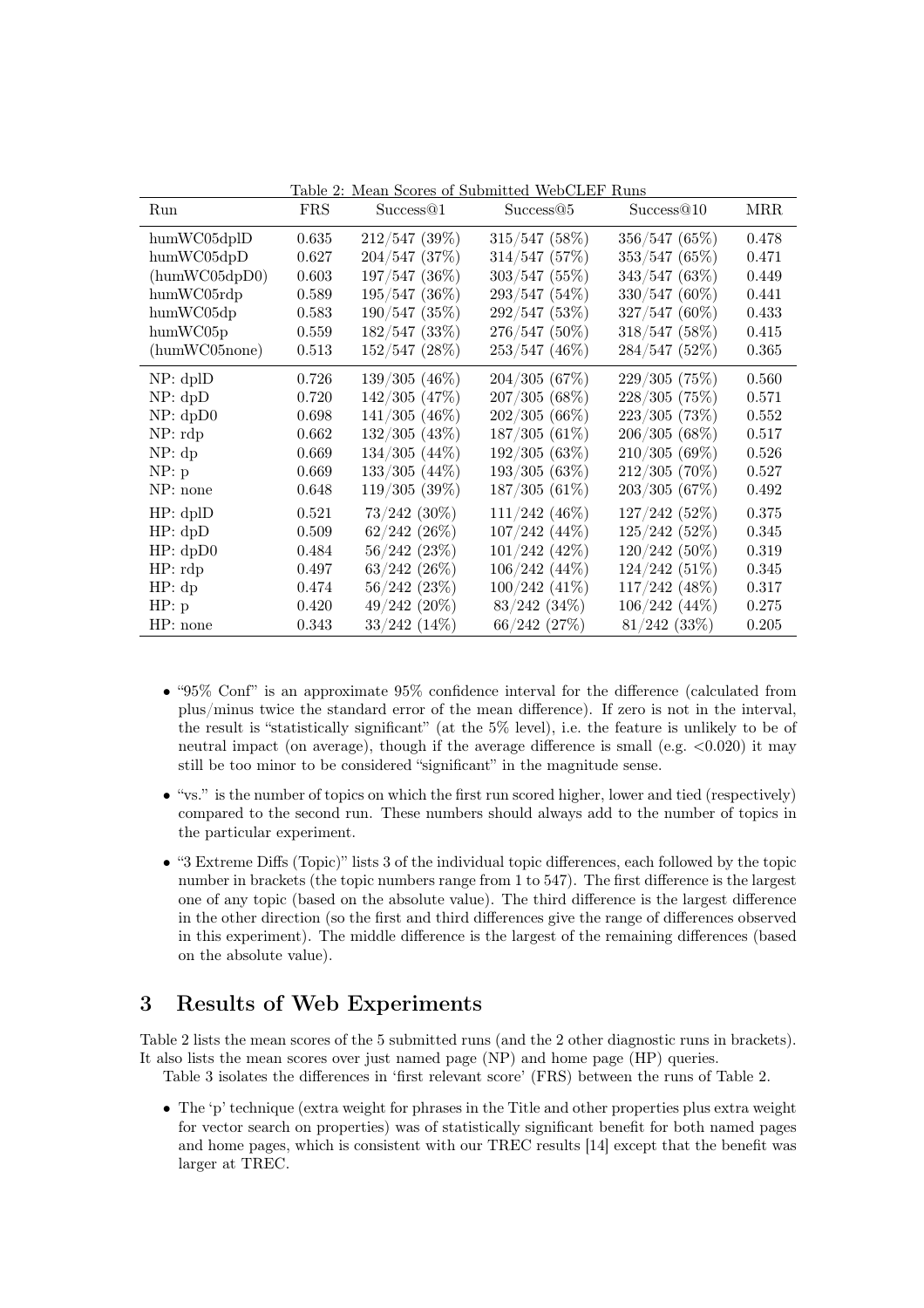Table 2: Mean Scores of Submitted WebCLEF Runs

| Run | FRS | Success@1 | Success@5 | Success@10 | MRR |
|---|---|---|---|---|---|
| humWC05dplD | 0.635 | 212/547 (39%) | 315/547 (58%) | 356/547 (65%) | 0.478 |
| humWC05dpD | 0.627 | 204/547 (37%) | 314/547 (57%) | 353/547 (65%) | 0.471 |
| (humWC05dpD0) | 0.603 | 197/547 (36%) | 303/547 (55%) | 343/547 (63%) | 0.449 |
| humWC05rdp | 0.589 | 195/547 (36%) | 293/547 (54%) | 330/547 (60%) | 0.441 |
| humWC05dp | 0.583 | 190/547 (35%) | 292/547 (53%) | 327/547 (60%) | 0.433 |
| humWC05p | 0.559 | 182/547 (33%) | 276/547 (50%) | 318/547 (58%) | 0.415 |
| (humWC05none) | 0.513 | 152/547 (28%) | 253/547 (46%) | 284/547 (52%) | 0.365 |
| NP: dplD | 0.726 | 139/305 (46%) | 204/305 (67%) | 229/305 (75%) | 0.560 |
| NP: dpD | 0.720 | 142/305 (47%) | 207/305 (68%) | 228/305 (75%) | 0.571 |
| NP: dpD0 | 0.698 | 141/305 (46%) | 202/305 (66%) | 223/305 (73%) | 0.552 |
| NP: rdp | 0.662 | 132/305 (43%) | 187/305 (61%) | 206/305 (68%) | 0.517 |
| NP: dp | 0.669 | 134/305 (44%) | 192/305 (63%) | 210/305 (69%) | 0.526 |
| NP: p | 0.669 | 133/305 (44%) | 193/305 (63%) | 212/305 (70%) | 0.527 |
| NP: none | 0.648 | 119/305 (39%) | 187/305 (61%) | 203/305 (67%) | 0.492 |
| HP: dplD | 0.521 | 73/242 (30%) | 111/242 (46%) | 127/242 (52%) | 0.375 |
| HP: dpD | 0.509 | 62/242 (26%) | 107/242 (44%) | 125/242 (52%) | 0.345 |
| HP: dpD0 | 0.484 | 56/242 (23%) | 101/242 (42%) | 120/242 (50%) | 0.319 |
| HP: rdp | 0.497 | 63/242 (26%) | 106/242 (44%) | 124/242 (51%) | 0.345 |
| HP: dp | 0.474 | 56/242 (23%) | 100/242 (41%) | 117/242 (48%) | 0.317 |
| HP: p | 0.420 | 49/242 (20%) | 83/242 (34%) | 106/242 (44%) | 0.275 |
| HP: none | 0.343 | 33/242 (14%) | 66/242 (27%) | 81/242 (33%) | 0.205 |

- "95% Conf" is an approximate 95% confidence interval for the difference (calculated from plus/minus twice the standard error of the mean difference). If zero is not in the interval, the result is "statistically significant" (at the 5% level), i.e. the feature is unlikely to be of neutral impact (on average), though if the average difference is small (e.g. <0.020) it may still be too minor to be considered "significant" in the magnitude sense.
- "vs." is the number of topics on which the first run scored higher, lower and tied (respectively) compared to the second run. These numbers should always add to the number of topics in the particular experiment.
- "3 Extreme Diffs (Topic)" lists 3 of the individual topic differences, each followed by the topic number in brackets (the topic numbers range from 1 to 547). The first difference is the largest one of any topic (based on the absolute value). The third difference is the largest difference in the other direction (so the first and third differences give the range of differences observed in this experiment). The middle difference is the largest of the remaining differences (based on the absolute value).

## 3 Results of Web Experiments

Table 2 lists the mean scores of the 5 submitted runs (and the 2 other diagnostic runs in brackets). It also lists the mean scores over just named page (NP) and home page (HP) queries.

Table 3 isolates the differences in 'first relevant score' (FRS) between the runs of Table 2.

- The 'p' technique (extra weight for phrases in the Title and other properties plus extra weight for vector search on properties) was of statistically significant benefit for both named pages and home pages, which is consistent with our TREC results [14] except that the benefit was larger at TREC.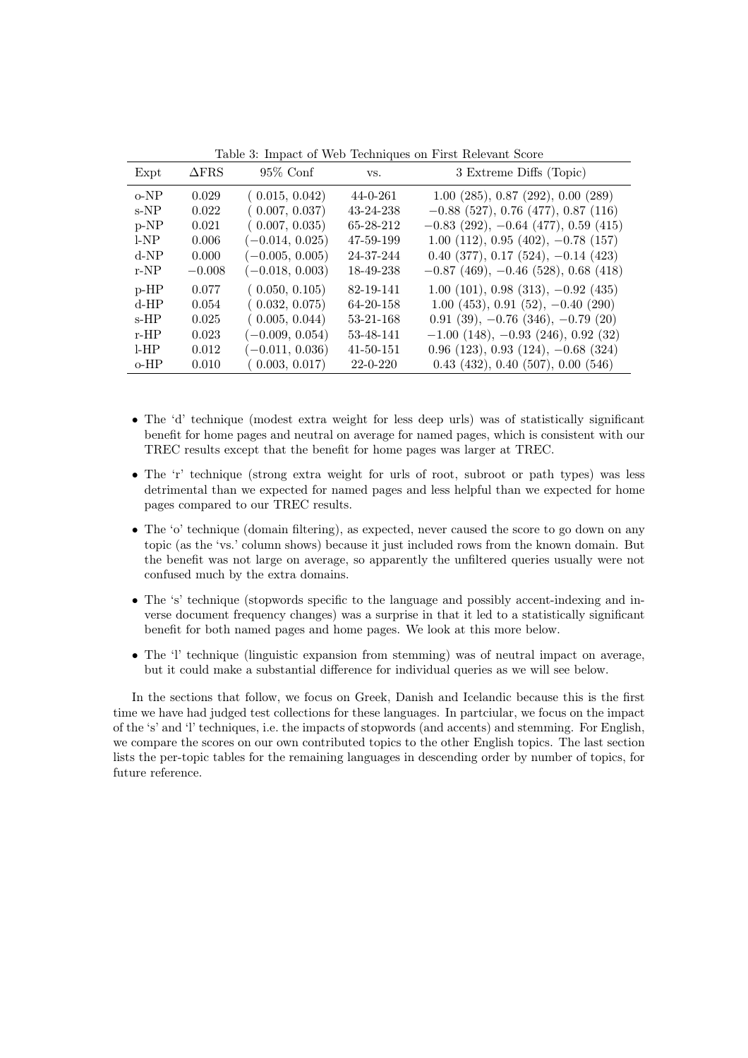Table 3: Impact of Web Techniques on First Relevant Score

| Expt | ΔFRS | 95% Conf | vs. | 3 Extreme Diffs (Topic) |
|---|---|---|---|---|
| o-NP | 0.029 | ( 0.015, 0.042) | 44-0-261 | 1.00 (285), 0.87 (292), 0.00 (289) |
| s-NP | 0.022 | ( 0.007, 0.037) | 43-24-238 | −0.88 (527), 0.76 (477), 0.87 (116) |
| p-NP | 0.021 | ( 0.007, 0.035) | 65-28-212 | −0.83 (292), −0.64 (477), 0.59 (415) |
| l-NP | 0.006 | (−0.014, 0.025) | 47-59-199 | 1.00 (112), 0.95 (402), −0.78 (157) |
| d-NP | 0.000 | (−0.005, 0.005) | 24-37-244 | 0.40 (377), 0.17 (524), −0.14 (423) |
| r-NP | −0.008 | (−0.018, 0.003) | 18-49-238 | −0.87 (469), −0.46 (528), 0.68 (418) |
| p-HP | 0.077 | ( 0.050, 0.105) | 82-19-141 | 1.00 (101), 0.98 (313), −0.92 (435) |
| d-HP | 0.054 | ( 0.032, 0.075) | 64-20-158 | 1.00 (453), 0.91 (52), −0.40 (290) |
| s-HP | 0.025 | ( 0.005, 0.044) | 53-21-168 | 0.91 (39), −0.76 (346), −0.79 (20) |
| r-HP | 0.023 | (−0.009, 0.054) | 53-48-141 | −1.00 (148), −0.93 (246), 0.92 (32) |
| l-HP | 0.012 | (−0.011, 0.036) | 41-50-151 | 0.96 (123), 0.93 (124), −0.68 (324) |
| o-HP | 0.010 | ( 0.003, 0.017) | 22-0-220 | 0.43 (432), 0.40 (507), 0.00 (546) |

- The 'd' technique (modest extra weight for less deep urls) was of statistically significant benefit for home pages and neutral on average for named pages, which is consistent with our TREC results except that the benefit for home pages was larger at TREC.
- The 'r' technique (strong extra weight for urls of root, subroot or path types) was less detrimental than we expected for named pages and less helpful than we expected for home pages compared to our TREC results.
- The 'o' technique (domain filtering), as expected, never caused the score to go down on any topic (as the 'vs.' column shows) because it just included rows from the known domain. But the benefit was not large on average, so apparently the unfiltered queries usually were not confused much by the extra domains.
- The 's' technique (stopwords specific to the language and possibly accent-indexing and inverse document frequency changes) was a surprise in that it led to a statistically significant benefit for both named pages and home pages. We look at this more below.
- The 'l' technique (linguistic expansion from stemming) was of neutral impact on average, but it could make a substantial difference for individual queries as we will see below.

In the sections that follow, we focus on Greek, Danish and Icelandic because this is the first time we have had judged test collections for these languages. In partcicular, we focus on the impact of the 's' and 'l' techniques, i.e. the impacts of stopwords (and accents) and stemming. For English, we compare the scores on our own contributed topics to the other English topics. The last section lists the per-topic tables for the remaining languages in descending order by number of topics, for future reference.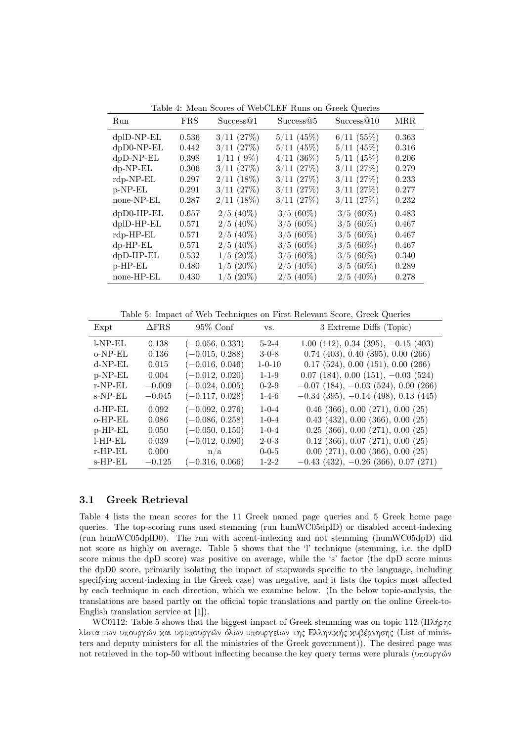Table 4: Mean Scores of WebCLEF Runs on Greek Queries

| Run | FRS | Success@1 | Success@5 | Success@10 | MRR |
|---|---|---|---|---|---|
| dplD-NP-EL | 0.536 | 3/11 (27%) | 5/11 (45%) | 6/11 (55%) | 0.363 |
| dpD0-NP-EL | 0.442 | 3/11 (27%) | 5/11 (45%) | 5/11 (45%) | 0.316 |
| dpD-NP-EL | 0.398 | 1/11 ( 9%) | 4/11 (36%) | 5/11 (45%) | 0.206 |
| dp-NP-EL | 0.306 | 3/11 (27%) | 3/11 (27%) | 3/11 (27%) | 0.279 |
| rdp-NP-EL | 0.297 | 2/11 (18%) | 3/11 (27%) | 3/11 (27%) | 0.233 |
| p-NP-EL | 0.291 | 3/11 (27%) | 3/11 (27%) | 3/11 (27%) | 0.277 |
| none-NP-EL | 0.287 | 2/11 (18%) | 3/11 (27%) | 3/11 (27%) | 0.232 |
| dpD0-HP-EL | 0.657 | 2/5 (40%) | 3/5 (60%) | 3/5 (60%) | 0.483 |
| dplD-HP-EL | 0.571 | 2/5 (40%) | 3/5 (60%) | 3/5 (60%) | 0.467 |
| rdp-HP-EL | 0.571 | 2/5 (40%) | 3/5 (60%) | 3/5 (60%) | 0.467 |
| dp-HP-EL | 0.571 | 2/5 (40%) | 3/5 (60%) | 3/5 (60%) | 0.467 |
| dpD-HP-EL | 0.532 | 1/5 (20%) | 3/5 (60%) | 3/5 (60%) | 0.340 |
| p-HP-EL | 0.480 | 1/5 (20%) | 2/5 (40%) | 3/5 (60%) | 0.289 |
| none-HP-EL | 0.430 | 1/5 (20%) | 2/5 (40%) | 2/5 (40%) | 0.278 |

Table 5: Impact of Web Techniques on First Relevant Score, Greek Queries

| Expt | ΔFRS | 95% Conf | vs. | 3 Extreme Diffs (Topic) |
|---|---|---|---|---|
| l-NP-EL | 0.138 | (−0.056, 0.333) | 5-2-4 | 1.00 (112), 0.34 (395), −0.15 (403) |
| o-NP-EL | 0.136 | (−0.015, 0.288) | 3-0-8 | 0.74 (403), 0.40 (395), 0.00 (266) |
| d-NP-EL | 0.015 | (−0.016, 0.046) | 1-0-10 | 0.17 (524), 0.00 (151), 0.00 (266) |
| p-NP-EL | 0.004 | (−0.012, 0.020) | 1-1-9 | 0.07 (184), 0.00 (151), −0.03 (524) |
| r-NP-EL | −0.009 | (−0.024, 0.005) | 0-2-9 | −0.07 (184), −0.03 (524), 0.00 (266) |
| s-NP-EL | −0.045 | (−0.117, 0.028) | 1-4-6 | −0.34 (395), −0.14 (498), 0.13 (445) |
| d-HP-EL | 0.092 | (−0.092, 0.276) | 1-0-4 | 0.46 (366), 0.00 (271), 0.00 (25) |
| o-HP-EL | 0.086 | (−0.086, 0.258) | 1-0-4 | 0.43 (432), 0.00 (366), 0.00 (25) |
| p-HP-EL | 0.050 | (−0.050, 0.150) | 1-0-4 | 0.25 (366), 0.00 (271), 0.00 (25) |
| l-HP-EL | 0.039 | (−0.012, 0.090) | 2-0-3 | 0.12 (366), 0.07 (271), 0.00 (25) |
| r-HP-EL | 0.000 | n/a | 0-0-5 | 0.00 (271), 0.00 (366), 0.00 (25) |
| s-HP-EL | −0.125 | (−0.316, 0.066) | 1-2-2 | −0.43 (432), −0.26 (366), 0.07 (271) |

### 3.1 Greek Retrieval

Table 4 lists the mean scores for the 11 Greek named page queries and 5 Greek home page queries. The top-scoring runs used stemming (run humWC05dplD) or disabled accent-indexing (run humWC05dplD0). The run with accent-indexing and not stemming (humWC05dpD) did not score as highly on average. Table 5 shows that the 'l' technique (stemming, i.e. the dplD score minus the dpD score) was positive on average, while the 's' factor (the dpD score minus the dpD0 score, primarily isolating the impact of stopwords specific to the language, including specifying accent-indexing in the Greek case) was negative, and it lists the topics most affected by each technique in each direction, which we examine below. (In the below topic-analysis, the translations are based partly on the official topic translations and partly on the online Greek-to-English translation service at [1]).

WC0112: Table 5 shows that the biggest impact of Greek stemming was on topic 112 (Πλήρης λίστα των υπουργών και υφυπουργών όλων υπουργείων της Ελληνικής κυβέρνησης (List of ministers and deputy ministers for all the ministries of the Greek government)). The desired page was not retrieved in the top-50 without inflecting because the key query terms were plurals (υπουργών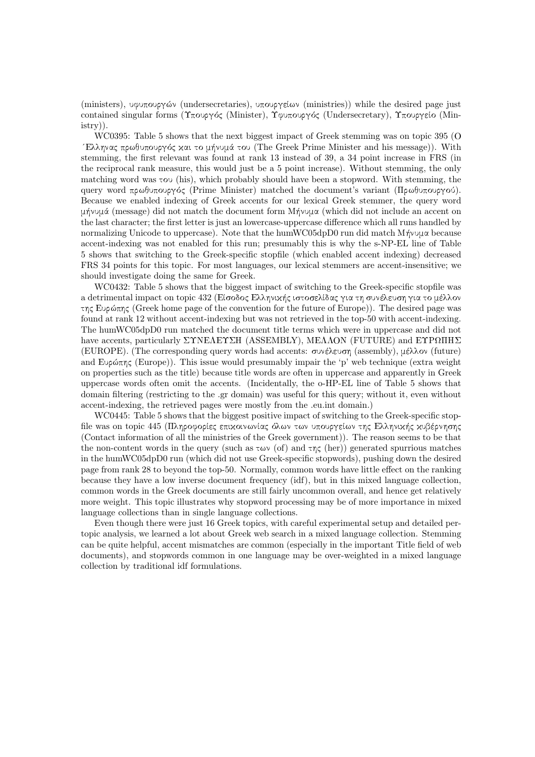(ministers), υφυπουργών (undersecretaries), υπουργείων (ministries)) while the desired page just contained singular forms (Υπουργός (Minister), Υφυπουργός (Undersecretary), Υπουργείο (Ministry)).

WC0395: Table 5 shows that the next biggest impact of Greek stemming was on topic 395 (Ο ΄Ελληνας πρωθυπουργός και το μήνυμά του (The Greek Prime Minister and his message)). With stemming, the first relevant was found at rank 13 instead of 39, a 34 point increase in FRS (in the reciprocal rank measure, this would just be a 5 point increase). Without stemming, the only matching word was του (his), which probably should have been a stopword. With stemming, the query word πρωθυπουργός (Prime Minister) matched the document's variant (Πρωθυπουργού). Because we enabled indexing of Greek accents for our lexical Greek stemmer, the query word μήνυμά (message) did not match the document form Μήνυμα (which did not include an accent on the last character; the first letter is just an lowercase-uppercase difference which all runs handled by normalizing Unicode to uppercase). Note that the humWC05dpD0 run did match Μήνυμα because accent-indexing was not enabled for this run; presumably this is why the s-NP-EL line of Table 5 shows that switching to the Greek-specific stopfile (which enabled accent indexing) decreased FRS 34 points for this topic. For most languages, our lexical stemmers are accent-insensitive; we should investigate doing the same for Greek.

WC0432: Table 5 shows that the biggest impact of switching to the Greek-specific stopfile was a detrimental impact on topic 432 (Είσοδος Ελληνικής ιστοσελίδας για τη συνέλευση για το μέλλον της Ευρώπης (Greek home page of the convention for the future of Europe)). The desired page was found at rank 12 without accent-indexing but was not retrieved in the top-50 with accent-indexing. The humWC05dpD0 run matched the document title terms which were in uppercase and did not have accents, particularly ΣΥΝΕΛΕΥΣΗ (ASSEMBLY), ΜΕΛΛΟΝ (FUTURE) and ΕΥΡΩΠΗΣ (EUROPE). (The corresponding query words had accents: συνέλευση (assembly), μέλλον (future) and Ευρώπης (Europe)). This issue would presumably impair the 'p' web technique (extra weight on properties such as the title) because title words are often in uppercase and apparently in Greek uppercase words often omit the accents. (Incidentally, the o-HP-EL line of Table 5 shows that domain filtering (restricting to the .gr domain) was useful for this query; without it, even without accent-indexing, the retrieved pages were mostly from the .eu.int domain.)

WC0445: Table 5 shows that the biggest positive impact of switching to the Greek-specific stopfile was on topic 445 (Πληροφορίες επικοινωνίας όλων των υπουργείων της Ελληνικής κυβέρνησης (Contact information of all the ministries of the Greek government)). The reason seems to be that the non-content words in the query (such as των (of) and της (her)) generated spurrious matches in the humWC05dpD0 run (which did not use Greek-specific stopwords), pushing down the desired page from rank 28 to beyond the top-50. Normally, common words have little effect on the ranking because they have a low inverse document frequency (idf), but in this mixed language collection, common words in the Greek documents are still fairly uncommon overall, and hence get relatively more weight. This topic illustrates why stopword processing may be of more importance in mixed language collections than in single language collections.

Even though there were just 16 Greek topics, with careful experimental setup and detailed per-topic analysis, we learned a lot about Greek web search in a mixed language collection. Stemming can be quite helpful, accent mismatches are common (especially in the important Title field of web documents), and stopwords common in one language may be over-weighted in a mixed language collection by traditional idf formulations.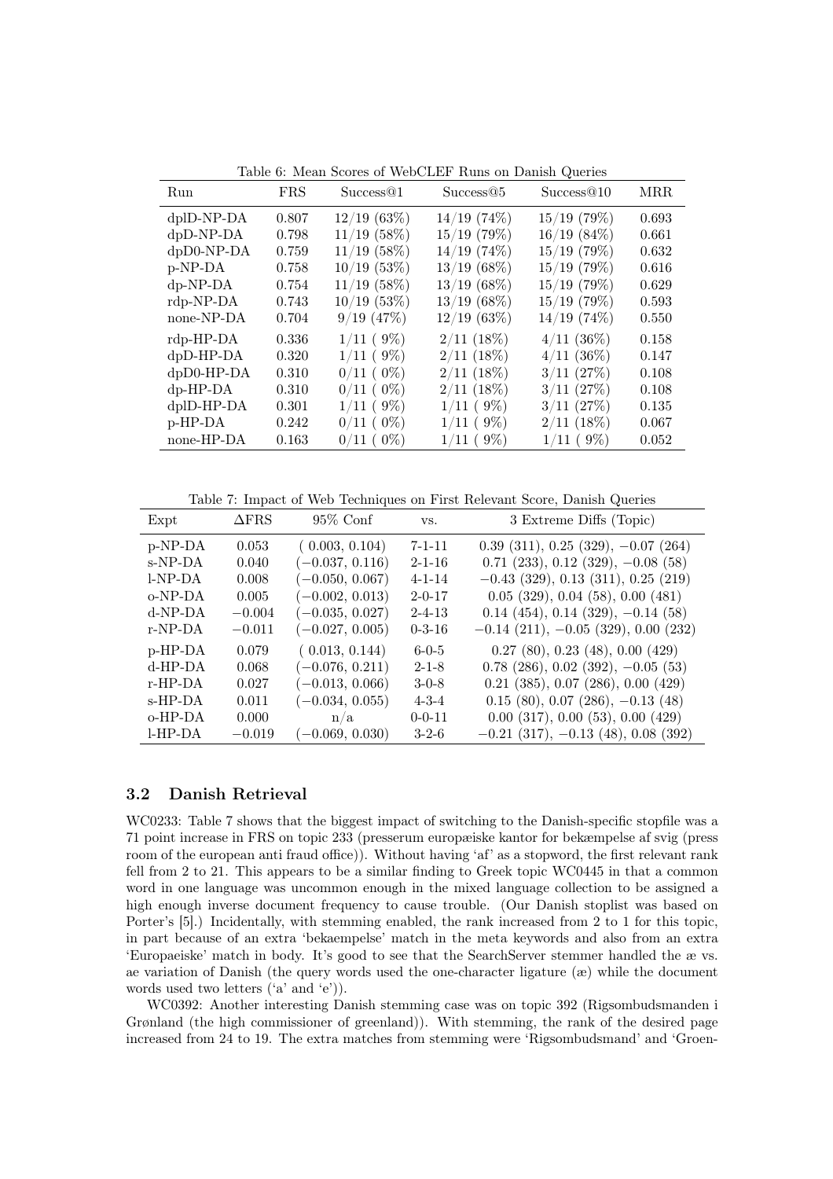Table 6: Mean Scores of WebCLEF Runs on Danish Queries

| Run | FRS | Success@1 | Success@5 | Success@10 | MRR |
|---|---|---|---|---|---|
| dplD-NP-DA | 0.807 | 12/19 (63%) | 14/19 (74%) | 15/19 (79%) | 0.693 |
| dpD-NP-DA | 0.798 | 11/19 (58%) | 15/19 (79%) | 16/19 (84%) | 0.661 |
| dpD0-NP-DA | 0.759 | 11/19 (58%) | 14/19 (74%) | 15/19 (79%) | 0.632 |
| p-NP-DA | 0.758 | 10/19 (53%) | 13/19 (68%) | 15/19 (79%) | 0.616 |
| dp-NP-DA | 0.754 | 11/19 (58%) | 13/19 (68%) | 15/19 (79%) | 0.629 |
| rdp-NP-DA | 0.743 | 10/19 (53%) | 13/19 (68%) | 15/19 (79%) | 0.593 |
| none-NP-DA | 0.704 | 9/19 (47%) | 12/19 (63%) | 14/19 (74%) | 0.550 |
| rdp-HP-DA | 0.336 | 1/11 ( 9%) | 2/11 (18%) | 4/11 (36%) | 0.158 |
| dpD-HP-DA | 0.320 | 1/11 ( 9%) | 2/11 (18%) | 4/11 (36%) | 0.147 |
| dpD0-HP-DA | 0.310 | 0/11 ( 0%) | 2/11 (18%) | 3/11 (27%) | 0.108 |
| dp-HP-DA | 0.310 | 0/11 ( 0%) | 2/11 (18%) | 3/11 (27%) | 0.108 |
| dplD-HP-DA | 0.301 | 1/11 ( 9%) | 1/11 ( 9%) | 3/11 (27%) | 0.135 |
| p-HP-DA | 0.242 | 0/11 ( 0%) | 1/11 ( 9%) | 2/11 (18%) | 0.067 |
| none-HP-DA | 0.163 | 0/11 ( 0%) | 1/11 ( 9%) | 1/11 ( 9%) | 0.052 |

Table 7: Impact of Web Techniques on First Relevant Score, Danish Queries

| Expt | ΔFRS | 95% Conf | vs. | 3 Extreme Diffs (Topic) |
|---|---|---|---|---|
| p-NP-DA | 0.053 | ( 0.003, 0.104) | 7-1-11 | 0.39 (311), 0.25 (329), −0.07 (264) |
| s-NP-DA | 0.040 | (−0.037, 0.116) | 2-1-16 | 0.71 (233), 0.12 (329), −0.08 (58) |
| l-NP-DA | 0.008 | (−0.050, 0.067) | 4-1-14 | −0.43 (329), 0.13 (311), 0.25 (219) |
| o-NP-DA | 0.005 | (−0.002, 0.013) | 2-0-17 | 0.05 (329), 0.04 (58), 0.00 (481) |
| d-NP-DA | −0.004 | (−0.035, 0.027) | 2-4-13 | 0.14 (454), 0.14 (329), −0.14 (58) |
| r-NP-DA | −0.011 | (−0.027, 0.005) | 0-3-16 | −0.14 (211), −0.05 (329), 0.00 (232) |
| p-HP-DA | 0.079 | ( 0.013, 0.144) | 6-0-5 | 0.27 (80), 0.23 (48), 0.00 (429) |
| d-HP-DA | 0.068 | (−0.076, 0.211) | 2-1-8 | 0.78 (286), 0.02 (392), −0.05 (53) |
| r-HP-DA | 0.027 | (−0.013, 0.066) | 3-0-8 | 0.21 (385), 0.07 (286), 0.00 (429) |
| s-HP-DA | 0.011 | (−0.034, 0.055) | 4-3-4 | 0.15 (80), 0.07 (286), −0.13 (48) |
| o-HP-DA | 0.000 | n/a | 0-0-11 | 0.00 (317), 0.00 (53), 0.00 (429) |
| l-HP-DA | −0.019 | (−0.069, 0.030) | 3-2-6 | −0.21 (317), −0.13 (48), 0.08 (392) |

### 3.2 Danish Retrieval

WC0233: Table 7 shows that the biggest impact of switching to the Danish-specific stopfile was a 71 point increase in FRS on topic 233 (presserum europæiske kantor for bekæmpelse af svig (press room of the european anti fraud office)). Without having 'af' as a stopword, the first relevant rank fell from 2 to 21. This appears to be a similar finding to Greek topic WC0445 in that a common word in one language was uncommon enough in the mixed language collection to be assigned a high enough inverse document frequency to cause trouble. (Our Danish stoplist was based on Porter's [5].) Incidentally, with stemming enabled, the rank increased from 2 to 1 for this topic, in part because of an extra 'bekaempelse' match in the meta keywords and also from an extra 'Europaeiske' match in body. It's good to see that the SearchServer stemmer handled the æ vs. ae variation of Danish (the query words used the one-character ligature (æ) while the document words used two letters ('a' and 'e')).

WC0392: Another interesting Danish stemming case was on topic 392 (Rigsombudsmanden i Grønland (the high commissioner of greenland)). With stemming, the rank of the desired page increased from 24 to 19. The extra matches from stemming were 'Rigsombudsmand' and 'Groen-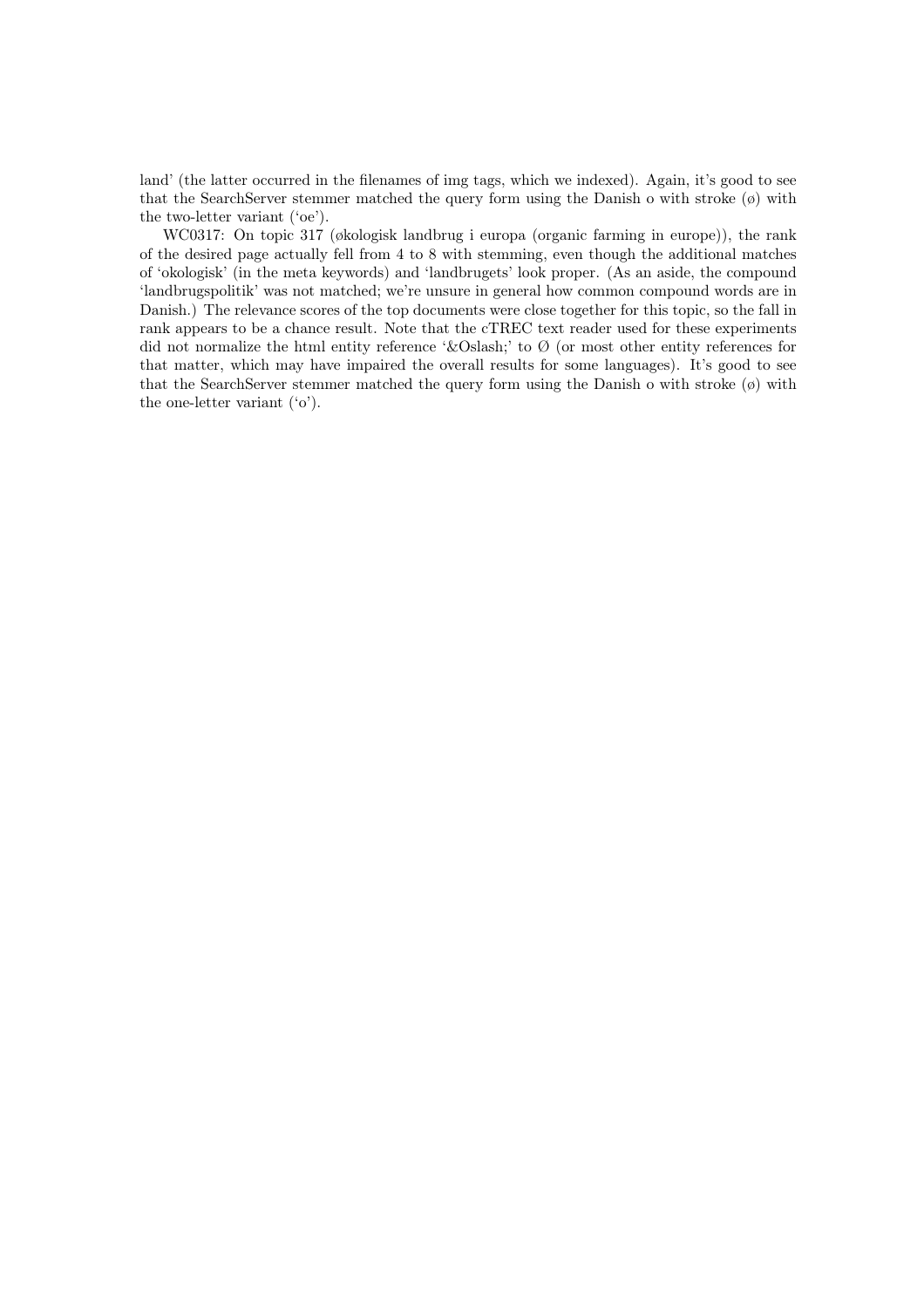land' (the latter occurred in the filenames of img tags, which we indexed). Again, it's good to see that the SearchServer stemmer matched the query form using the Danish o with stroke (ø) with the two-letter variant ('oe').

WC0317: On topic 317 (økologisk landbrug i europa (organic farming in europe)), the rank of the desired page actually fell from 4 to 8 with stemming, even though the additional matches of 'okologisk' (in the meta keywords) and 'landbrugets' look proper. (As an aside, the compound 'landbrugspolitik' was not matched; we're unsure in general how common compound words are in Danish.) The relevance scores of the top documents were close together for this topic, so the fall in rank appears to be a chance result. Note that the cTREC text reader used for these experiments did not normalize the html entity reference '&Oslash;' to Ø (or most other entity references for that matter, which may have impaired the overall results for some languages). It's good to see that the SearchServer stemmer matched the query form using the Danish o with stroke (ø) with the one-letter variant ('o').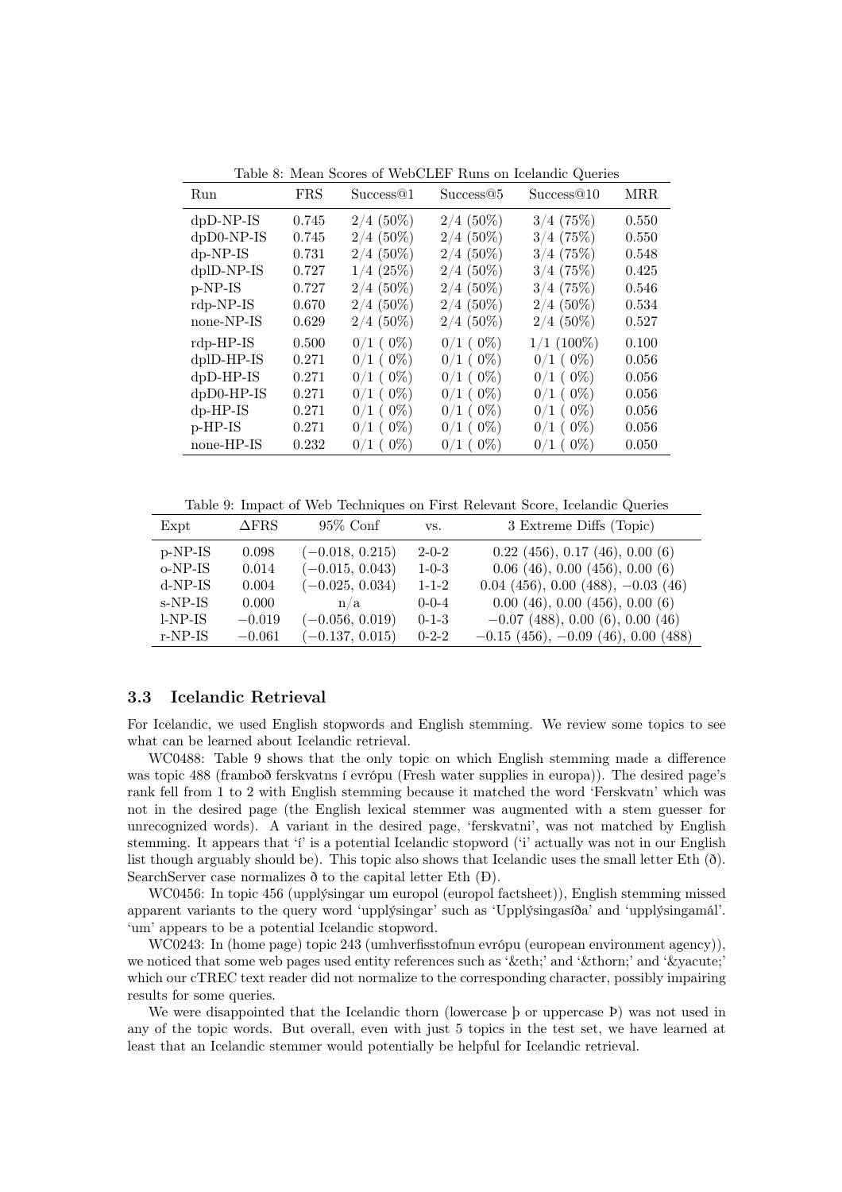Table 8: Mean Scores of WebCLEF Runs on Icelandic Queries

| Run | FRS | Success@1 | Success@5 | Success@10 | MRR |
|---|---|---|---|---|---|
| dpD-NP-IS | 0.745 | 2/4 (50%) | 2/4 (50%) | 3/4 (75%) | 0.550 |
| dpD0-NP-IS | 0.745 | 2/4 (50%) | 2/4 (50%) | 3/4 (75%) | 0.550 |
| dp-NP-IS | 0.731 | 2/4 (50%) | 2/4 (50%) | 3/4 (75%) | 0.548 |
| dplD-NP-IS | 0.727 | 1/4 (25%) | 2/4 (50%) | 3/4 (75%) | 0.425 |
| p-NP-IS | 0.727 | 2/4 (50%) | 2/4 (50%) | 3/4 (75%) | 0.546 |
| rdp-NP-IS | 0.670 | 2/4 (50%) | 2/4 (50%) | 2/4 (50%) | 0.534 |
| none-NP-IS | 0.629 | 2/4 (50%) | 2/4 (50%) | 2/4 (50%) | 0.527 |
| rdp-HP-IS | 0.500 | 0/1 ( 0%) | 0/1 ( 0%) | 1/1 (100%) | 0.100 |
| dplD-HP-IS | 0.271 | 0/1 ( 0%) | 0/1 ( 0%) | 0/1 ( 0%) | 0.056 |
| dpD-HP-IS | 0.271 | 0/1 ( 0%) | 0/1 ( 0%) | 0/1 ( 0%) | 0.056 |
| dpD0-HP-IS | 0.271 | 0/1 ( 0%) | 0/1 ( 0%) | 0/1 ( 0%) | 0.056 |
| dp-HP-IS | 0.271 | 0/1 ( 0%) | 0/1 ( 0%) | 0/1 ( 0%) | 0.056 |
| p-HP-IS | 0.271 | 0/1 ( 0%) | 0/1 ( 0%) | 0/1 ( 0%) | 0.056 |
| none-HP-IS | 0.232 | 0/1 ( 0%) | 0/1 ( 0%) | 0/1 ( 0%) | 0.050 |

Table 9: Impact of Web Techniques on First Relevant Score, Icelandic Queries

| Expt | ΔFRS | 95% Conf | vs. | 3 Extreme Diffs (Topic) |
|---|---|---|---|---|
| p-NP-IS | 0.098 | (−0.018, 0.215) | 2-0-2 | 0.22 (456), 0.17 (46), 0.00 (6) |
| o-NP-IS | 0.014 | (−0.015, 0.043) | 1-0-3 | 0.06 (46), 0.00 (456), 0.00 (6) |
| d-NP-IS | 0.004 | (−0.025, 0.034) | 1-1-2 | 0.04 (456), 0.00 (488), −0.03 (46) |
| s-NP-IS | 0.000 | n/a | 0-0-4 | 0.00 (46), 0.00 (456), 0.00 (6) |
| l-NP-IS | −0.019 | (−0.056, 0.019) | 0-1-3 | −0.07 (488), 0.00 (6), 0.00 (46) |
| r-NP-IS | −0.061 | (−0.137, 0.015) | 0-2-2 | −0.15 (456), −0.09 (46), 0.00 (488) |

### 3.3 Icelandic Retrieval

For Icelandic, we used English stopwords and English stemming. We review some topics to see what can be learned about Icelandic retrieval.

WC0488: Table 9 shows that the only topic on which English stemming made a difference was topic 488 (framboð ferskvatns í evrópu (Fresh water supplies in europa)). The desired page's rank fell from 1 to 2 with English stemming because it matched the word 'Ferskvatn' which was not in the desired page (the English lexical stemmer was augmented with a stem guesser for unrecognized words). A variant in the desired page, 'ferskvatni', was not matched by English stemming. It appears that 'í' is a potential Icelandic stopword ('i' actually was not in our English list though arguably should be). This topic also shows that Icelandic uses the small letter Eth (ð). SearchServer case normalizes ð to the capital letter Eth (Ð).

WC0456: In topic 456 (upplýsingar um europol (europol factsheet)), English stemming missed apparent variants to the query word 'upplýsingar' such as 'Upplýsingasíða' and 'upplýsingamál'. 'um' appears to be a potential Icelandic stopword.

WC0243: In (home page) topic 243 (umhverfisstofnun evrópu (european environment agency)), we noticed that some web pages used entity references such as '&eth;' and '&thorn;' and '&yacute;' which our cTREC text reader did not normalize to the corresponding character, possibly impairing results for some queries.

We were disappointed that the Icelandic thorn (lowercase þ or uppercase Þ) was not used in any of the topic words. But overall, even with just 5 topics in the test set, we have learned at least that an Icelandic stemmer would potentially be helpful for Icelandic retrieval.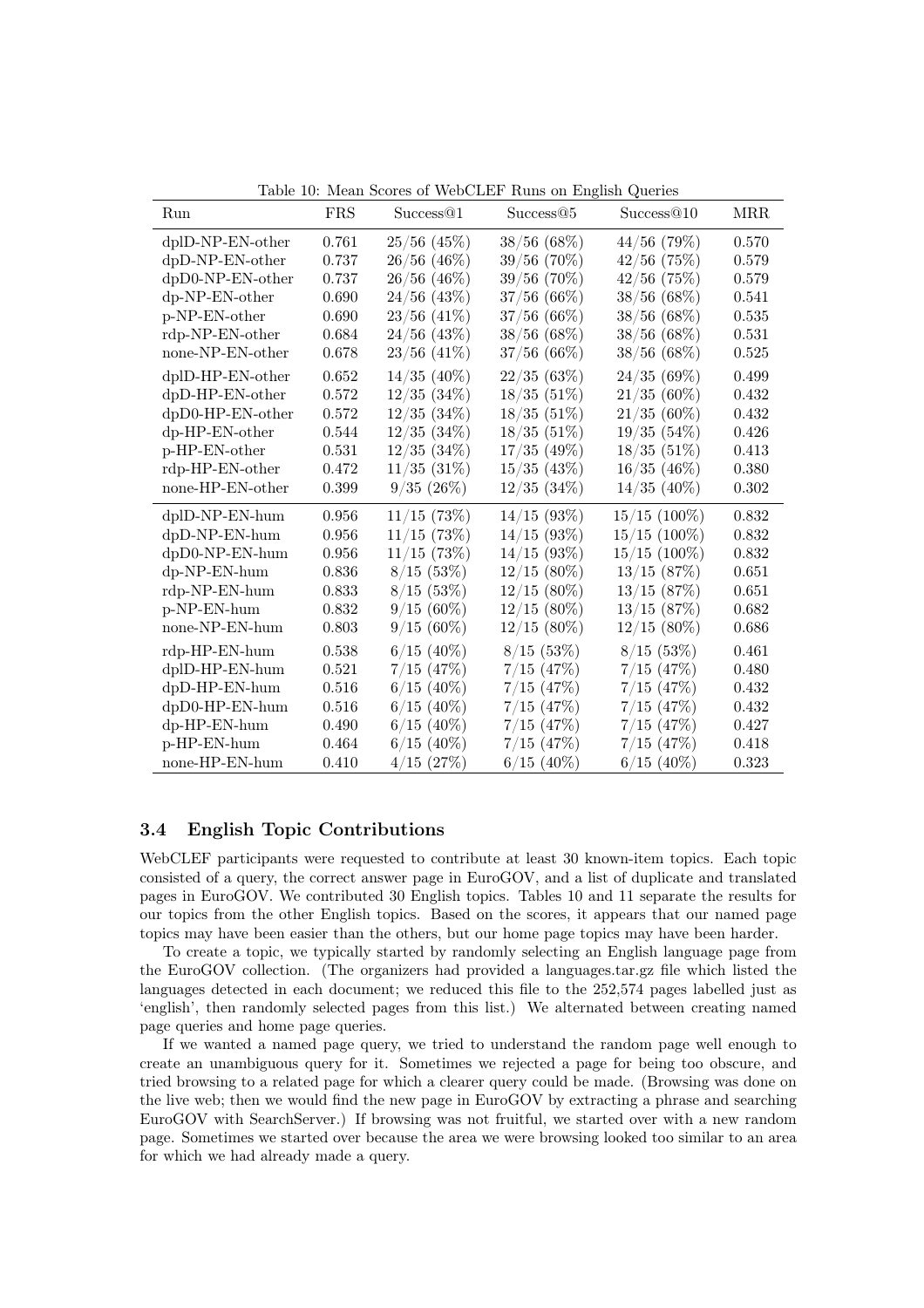Table 10: Mean Scores of WebCLEF Runs on English Queries

| Run | FRS | Success@1 | Success@5 | Success@10 | MRR |
|---|---|---|---|---|---|
| dplD-NP-EN-other | 0.761 | 25/56 (45%) | 38/56 (68%) | 44/56 (79%) | 0.570 |
| dpD-NP-EN-other | 0.737 | 26/56 (46%) | 39/56 (70%) | 42/56 (75%) | 0.579 |
| dpD0-NP-EN-other | 0.737 | 26/56 (46%) | 39/56 (70%) | 42/56 (75%) | 0.579 |
| dp-NP-EN-other | 0.690 | 24/56 (43%) | 37/56 (66%) | 38/56 (68%) | 0.541 |
| p-NP-EN-other | 0.690 | 23/56 (41%) | 37/56 (66%) | 38/56 (68%) | 0.535 |
| rdp-NP-EN-other | 0.684 | 24/56 (43%) | 38/56 (68%) | 38/56 (68%) | 0.531 |
| none-NP-EN-other | 0.678 | 23/56 (41%) | 37/56 (66%) | 38/56 (68%) | 0.525 |
| dplD-HP-EN-other | 0.652 | 14/35 (40%) | 22/35 (63%) | 24/35 (69%) | 0.499 |
| dpD-HP-EN-other | 0.572 | 12/35 (34%) | 18/35 (51%) | 21/35 (60%) | 0.432 |
| dpD0-HP-EN-other | 0.572 | 12/35 (34%) | 18/35 (51%) | 21/35 (60%) | 0.432 |
| dp-HP-EN-other | 0.544 | 12/35 (34%) | 18/35 (51%) | 19/35 (54%) | 0.426 |
| p-HP-EN-other | 0.531 | 12/35 (34%) | 17/35 (49%) | 18/35 (51%) | 0.413 |
| rdp-HP-EN-other | 0.472 | 11/35 (31%) | 15/35 (43%) | 16/35 (46%) | 0.380 |
| none-HP-EN-other | 0.399 | 9/35 (26%) | 12/35 (34%) | 14/35 (40%) | 0.302 |
| dplD-NP-EN-hum | 0.956 | 11/15 (73%) | 14/15 (93%) | 15/15 (100%) | 0.832 |
| dpD-NP-EN-hum | 0.956 | 11/15 (73%) | 14/15 (93%) | 15/15 (100%) | 0.832 |
| dpD0-NP-EN-hum | 0.956 | 11/15 (73%) | 14/15 (93%) | 15/15 (100%) | 0.832 |
| dp-NP-EN-hum | 0.836 | 8/15 (53%) | 12/15 (80%) | 13/15 (87%) | 0.651 |
| rdp-NP-EN-hum | 0.833 | 8/15 (53%) | 12/15 (80%) | 13/15 (87%) | 0.651 |
| p-NP-EN-hum | 0.832 | 9/15 (60%) | 12/15 (80%) | 13/15 (87%) | 0.682 |
| none-NP-EN-hum | 0.803 | 9/15 (60%) | 12/15 (80%) | 12/15 (80%) | 0.686 |
| rdp-HP-EN-hum | 0.538 | 6/15 (40%) | 8/15 (53%) | 8/15 (53%) | 0.461 |
| dplD-HP-EN-hum | 0.521 | 7/15 (47%) | 7/15 (47%) | 7/15 (47%) | 0.480 |
| dpD-HP-EN-hum | 0.516 | 6/15 (40%) | 7/15 (47%) | 7/15 (47%) | 0.432 |
| dpD0-HP-EN-hum | 0.516 | 6/15 (40%) | 7/15 (47%) | 7/15 (47%) | 0.432 |
| dp-HP-EN-hum | 0.490 | 6/15 (40%) | 7/15 (47%) | 7/15 (47%) | 0.427 |
| p-HP-EN-hum | 0.464 | 6/15 (40%) | 7/15 (47%) | 7/15 (47%) | 0.418 |
| none-HP-EN-hum | 0.410 | 4/15 (27%) | 6/15 (40%) | 6/15 (40%) | 0.323 |

### 3.4 English Topic Contributions

WebCLEF participants were requested to contribute at least 30 known-item topics. Each topic consisted of a query, the correct answer page in EuroGOV, and a list of duplicate and translated pages in EuroGOV. We contributed 30 English topics. Tables 10 and 11 separate the results for our topics from the other English topics. Based on the scores, it appears that our named page topics may have been easier than the others, but our home page topics may have been harder.

To create a topic, we typically started by randomly selecting an English language page from the EuroGOV collection. (The organizers had provided a languages.tar.gz file which listed the languages detected in each document; we reduced this file to the 252,574 pages labelled just as 'english', then randomly selected pages from this list.) We alternated between creating named page queries and home page queries.

If we wanted a named page query, we tried to understand the random page well enough to create an unambiguous query for it. Sometimes we rejected a page for being too obscure, and tried browsing to a related page for which a clearer query could be made. (Browsing was done on the live web; then we would find the new page in EuroGOV by extracting a phrase and searching EuroGOV with SearchServer.) If browsing was not fruitful, we started over with a new random page. Sometimes we started over because the area we were browsing looked too similar to an area for which we had already made a query.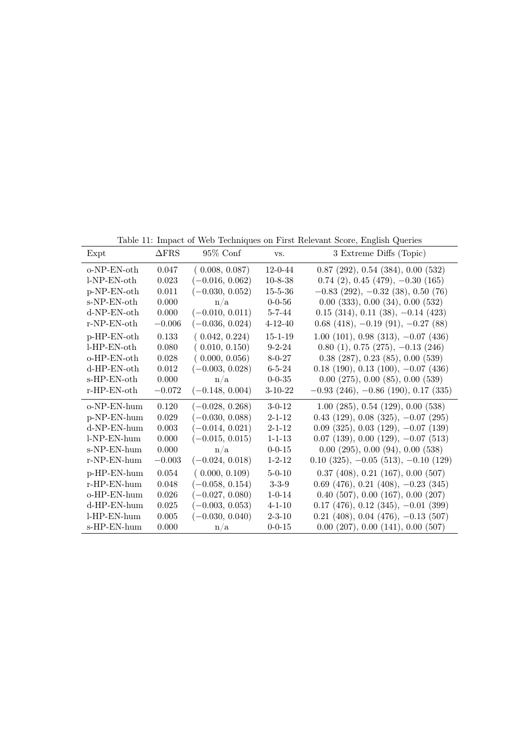Table 11: Impact of Web Techniques on First Relevant Score, English Queries

| Expt | ΔFRS | 95% Conf | vs. | 3 Extreme Diffs (Topic) |
|---|---|---|---|---|
| o-NP-EN-oth | 0.047 | ( 0.008, 0.087) | 12-0-44 | 0.87 (292), 0.54 (384), 0.00 (532) |
| l-NP-EN-oth | 0.023 | (−0.016, 0.062) | 10-8-38 | 0.74 (2), 0.45 (479), −0.30 (165) |
| p-NP-EN-oth | 0.011 | (−0.030, 0.052) | 15-5-36 | −0.83 (292), −0.32 (38), 0.50 (76) |
| s-NP-EN-oth | 0.000 | n/a | 0-0-56 | 0.00 (333), 0.00 (34), 0.00 (532) |
| d-NP-EN-oth | 0.000 | (−0.010, 0.011) | 5-7-44 | 0.15 (314), 0.11 (38), −0.14 (423) |
| r-NP-EN-oth | −0.006 | (−0.036, 0.024) | 4-12-40 | 0.68 (418), −0.19 (91), −0.27 (88) |
| p-HP-EN-oth | 0.133 | ( 0.042, 0.224) | 15-1-19 | 1.00 (101), 0.98 (313), −0.07 (436) |
| l-HP-EN-oth | 0.080 | ( 0.010, 0.150) | 9-2-24 | 0.80 (1), 0.75 (275), −0.13 (246) |
| o-HP-EN-oth | 0.028 | ( 0.000, 0.056) | 8-0-27 | 0.38 (287), 0.23 (85), 0.00 (539) |
| d-HP-EN-oth | 0.012 | (−0.003, 0.028) | 6-5-24 | 0.18 (190), 0.13 (100), −0.07 (436) |
| s-HP-EN-oth | 0.000 | n/a | 0-0-35 | 0.00 (275), 0.00 (85), 0.00 (539) |
| r-HP-EN-oth | −0.072 | (−0.148, 0.004) | 3-10-22 | −0.93 (246), −0.86 (190), 0.17 (335) |
| o-NP-EN-hum | 0.120 | (−0.028, 0.268) | 3-0-12 | 1.00 (285), 0.54 (129), 0.00 (538) |
| p-NP-EN-hum | 0.029 | (−0.030, 0.088) | 2-1-12 | 0.43 (129), 0.08 (325), −0.07 (295) |
| d-NP-EN-hum | 0.003 | (−0.014, 0.021) | 2-1-12 | 0.09 (325), 0.03 (129), −0.07 (139) |
| l-NP-EN-hum | 0.000 | (−0.015, 0.015) | 1-1-13 | 0.07 (139), 0.00 (129), −0.07 (513) |
| s-NP-EN-hum | 0.000 | n/a | 0-0-15 | 0.00 (295), 0.00 (94), 0.00 (538) |
| r-NP-EN-hum | −0.003 | (−0.024, 0.018) | 1-2-12 | 0.10 (325), −0.05 (513), −0.10 (129) |
| p-HP-EN-hum | 0.054 | ( 0.000, 0.109) | 5-0-10 | 0.37 (408), 0.21 (167), 0.00 (507) |
| r-HP-EN-hum | 0.048 | (−0.058, 0.154) | 3-3-9 | 0.69 (476), 0.21 (408), −0.23 (345) |
| o-HP-EN-hum | 0.026 | (−0.027, 0.080) | 1-0-14 | 0.40 (507), 0.00 (167), 0.00 (207) |
| d-HP-EN-hum | 0.025 | (−0.003, 0.053) | 4-1-10 | 0.17 (476), 0.12 (345), −0.01 (399) |
| l-HP-EN-hum | 0.005 | (−0.030, 0.040) | 2-3-10 | 0.21 (408), 0.04 (476), −0.13 (507) |
| s-HP-EN-hum | 0.000 | n/a | 0-0-15 | 0.00 (207), 0.00 (141), 0.00 (507) |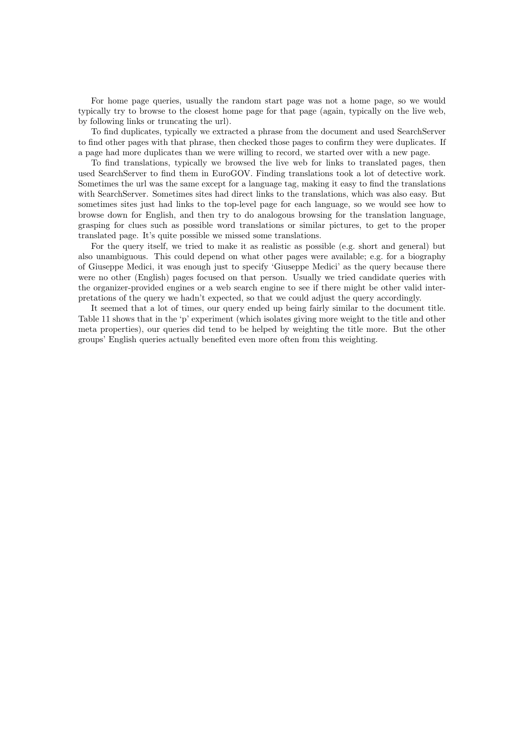For home page queries, usually the random start page was not a home page, so we would typically try to browse to the closest home page for that page (again, typically on the live web, by following links or truncating the url).

To find duplicates, typically we extracted a phrase from the document and used SearchServer to find other pages with that phrase, then checked those pages to confirm they were duplicates. If a page had more duplicates than we were willing to record, we started over with a new page.

To find translations, typically we browsed the live web for links to translated pages, then used SearchServer to find them in EuroGOV. Finding translations took a lot of detective work. Sometimes the url was the same except for a language tag, making it easy to find the translations with SearchServer. Sometimes sites had direct links to the translations, which was also easy. But sometimes sites just had links to the top-level page for each language, so we would see how to browse down for English, and then try to do analogous browsing for the translation language, grasping for clues such as possible word translations or similar pictures, to get to the proper translated page. It's quite possible we missed some translations.

For the query itself, we tried to make it as realistic as possible (e.g. short and general) but also unambiguous. This could depend on what other pages were available; e.g. for a biography of Giuseppe Medici, it was enough just to specify 'Giuseppe Medici' as the query because there were no other (English) pages focused on that person. Usually we tried candidate queries with the organizer-provided engines or a web search engine to see if there might be other valid interpretations of the query we hadn't expected, so that we could adjust the query accordingly.

It seemed that a lot of times, our query ended up being fairly similar to the document title. Table 11 shows that in the 'p' experiment (which isolates giving more weight to the title and other meta properties), our queries did tend to be helped by weighting the title more. But the other groups' English queries actually benefited even more often from this weighting.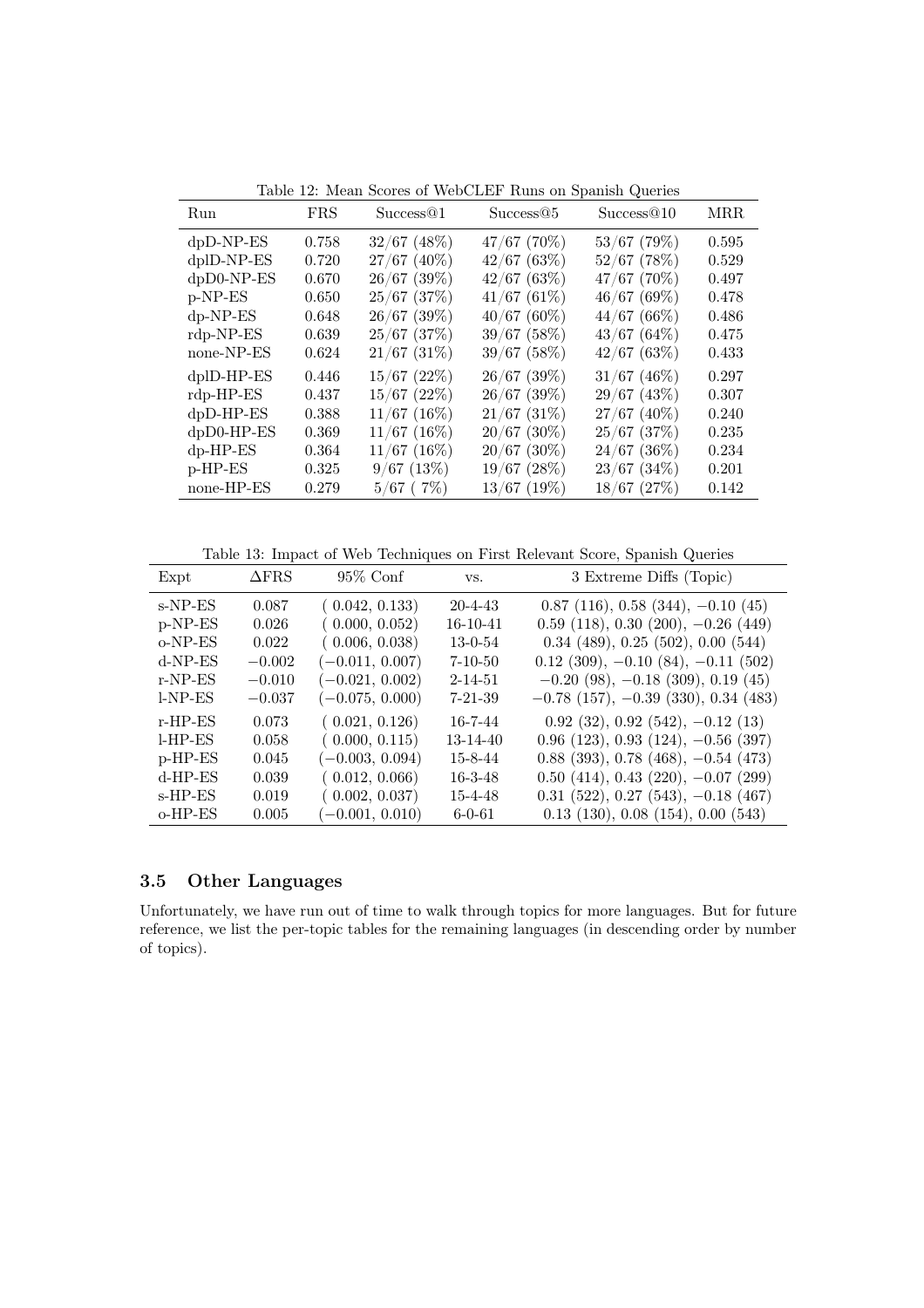Table 12: Mean Scores of WebCLEF Runs on Spanish Queries

| Run | FRS | Success@1 | Success@5 | Success@10 | MRR |
|---|---|---|---|---|---|
| dpD-NP-ES | 0.758 | 32/67 (48%) | 47/67 (70%) | 53/67 (79%) | 0.595 |
| dplD-NP-ES | 0.720 | 27/67 (40%) | 42/67 (63%) | 52/67 (78%) | 0.529 |
| dpD0-NP-ES | 0.670 | 26/67 (39%) | 42/67 (63%) | 47/67 (70%) | 0.497 |
| p-NP-ES | 0.650 | 25/67 (37%) | 41/67 (61%) | 46/67 (69%) | 0.478 |
| dp-NP-ES | 0.648 | 26/67 (39%) | 40/67 (60%) | 44/67 (66%) | 0.486 |
| rdp-NP-ES | 0.639 | 25/67 (37%) | 39/67 (58%) | 43/67 (64%) | 0.475 |
| none-NP-ES | 0.624 | 21/67 (31%) | 39/67 (58%) | 42/67 (63%) | 0.433 |
| dplD-HP-ES | 0.446 | 15/67 (22%) | 26/67 (39%) | 31/67 (46%) | 0.297 |
| rdp-HP-ES | 0.437 | 15/67 (22%) | 26/67 (39%) | 29/67 (43%) | 0.307 |
| dpD-HP-ES | 0.388 | 11/67 (16%) | 21/67 (31%) | 27/67 (40%) | 0.240 |
| dpD0-HP-ES | 0.369 | 11/67 (16%) | 20/67 (30%) | 25/67 (37%) | 0.235 |
| dp-HP-ES | 0.364 | 11/67 (16%) | 20/67 (30%) | 24/67 (36%) | 0.234 |
| p-HP-ES | 0.325 | 9/67 (13%) | 19/67 (28%) | 23/67 (34%) | 0.201 |
| none-HP-ES | 0.279 | 5/67 ( 7%) | 13/67 (19%) | 18/67 (27%) | 0.142 |

Table 13: Impact of Web Techniques on First Relevant Score, Spanish Queries

| Expt | ΔFRS | 95% Conf | vs. | 3 Extreme Diffs (Topic) |
|---|---|---|---|---|
| s-NP-ES | 0.087 | ( 0.042, 0.133) | 20-4-43 | 0.87 (116), 0.58 (344), −0.10 (45) |
| p-NP-ES | 0.026 | ( 0.000, 0.052) | 16-10-41 | 0.59 (118), 0.30 (200), −0.26 (449) |
| o-NP-ES | 0.022 | ( 0.006, 0.038) | 13-0-54 | 0.34 (489), 0.25 (502), 0.00 (544) |
| d-NP-ES | −0.002 | (−0.011, 0.007) | 7-10-50 | 0.12 (309), −0.10 (84), −0.11 (502) |
| r-NP-ES | −0.010 | (−0.021, 0.002) | 2-14-51 | −0.20 (98), −0.18 (309), 0.19 (45) |
| l-NP-ES | −0.037 | (−0.075, 0.000) | 7-21-39 | −0.78 (157), −0.39 (330), 0.34 (483) |
| r-HP-ES | 0.073 | ( 0.021, 0.126) | 16-7-44 | 0.92 (32), 0.92 (542), −0.12 (13) |
| l-HP-ES | 0.058 | ( 0.000, 0.115) | 13-14-40 | 0.96 (123), 0.93 (124), −0.56 (397) |
| p-HP-ES | 0.045 | (−0.003, 0.094) | 15-8-44 | 0.88 (393), 0.78 (468), −0.54 (473) |
| d-HP-ES | 0.039 | ( 0.012, 0.066) | 16-3-48 | 0.50 (414), 0.43 (220), −0.07 (299) |
| s-HP-ES | 0.019 | ( 0.002, 0.037) | 15-4-48 | 0.31 (522), 0.27 (543), −0.18 (467) |
| o-HP-ES | 0.005 | (−0.001, 0.010) | 6-0-61 | 0.13 (130), 0.08 (154), 0.00 (543) |

### 3.5 Other Languages

Unfortunately, we have run out of time to walk through topics for more languages. But for future reference, we list the per-topic tables for the remaining languages (in descending order by number of topics).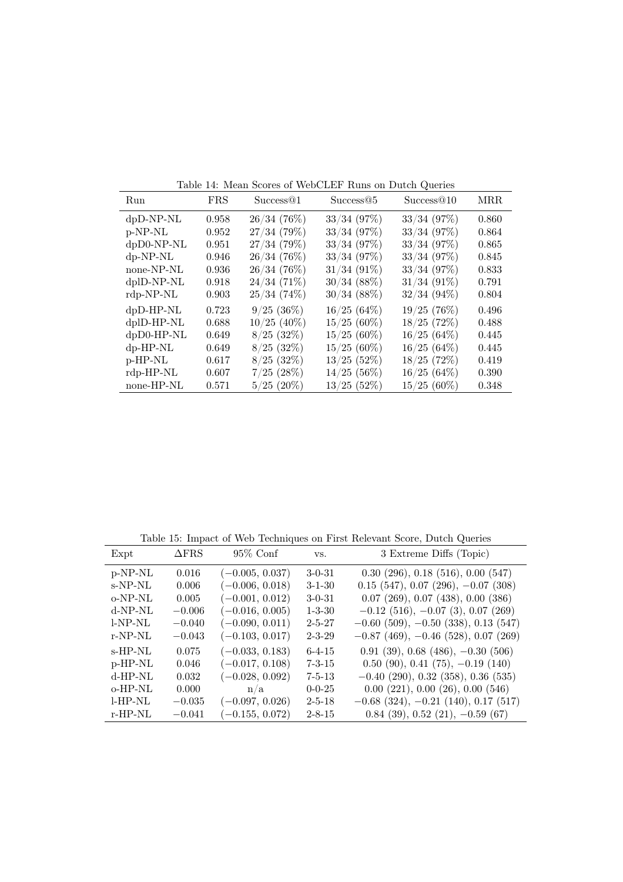Table 14: Mean Scores of WebCLEF Runs on Dutch Queries

| Run | FRS | Success@1 | Success@5 | Success@10 | MRR |
|---|---|---|---|---|---|
| dpD-NP-NL | 0.958 | 26/34 (76%) | 33/34 (97%) | 33/34 (97%) | 0.860 |
| p-NP-NL | 0.952 | 27/34 (79%) | 33/34 (97%) | 33/34 (97%) | 0.864 |
| dpD0-NP-NL | 0.951 | 27/34 (79%) | 33/34 (97%) | 33/34 (97%) | 0.865 |
| dp-NP-NL | 0.946 | 26/34 (76%) | 33/34 (97%) | 33/34 (97%) | 0.845 |
| none-NP-NL | 0.936 | 26/34 (76%) | 31/34 (91%) | 33/34 (97%) | 0.833 |
| dplD-NP-NL | 0.918 | 24/34 (71%) | 30/34 (88%) | 31/34 (91%) | 0.791 |
| rdp-NP-NL | 0.903 | 25/34 (74%) | 30/34 (88%) | 32/34 (94%) | 0.804 |
| dpD-HP-NL | 0.723 | 9/25 (36%) | 16/25 (64%) | 19/25 (76%) | 0.496 |
| dplD-HP-NL | 0.688 | 10/25 (40%) | 15/25 (60%) | 18/25 (72%) | 0.488 |
| dpD0-HP-NL | 0.649 | 8/25 (32%) | 15/25 (60%) | 16/25 (64%) | 0.445 |
| dp-HP-NL | 0.649 | 8/25 (32%) | 15/25 (60%) | 16/25 (64%) | 0.445 |
| p-HP-NL | 0.617 | 8/25 (32%) | 13/25 (52%) | 18/25 (72%) | 0.419 |
| rdp-HP-NL | 0.607 | 7/25 (28%) | 14/25 (56%) | 16/25 (64%) | 0.390 |
| none-HP-NL | 0.571 | 5/25 (20%) | 13/25 (52%) | 15/25 (60%) | 0.348 |

Table 15: Impact of Web Techniques on First Relevant Score, Dutch Queries

| Expt | ΔFRS | 95% Conf | vs. | 3 Extreme Diffs (Topic) |
|---|---|---|---|---|
| p-NP-NL | 0.016 | (−0.005, 0.037) | 3-0-31 | 0.30 (296), 0.18 (516), 0.00 (547) |
| s-NP-NL | 0.006 | (−0.006, 0.018) | 3-1-30 | 0.15 (547), 0.07 (296), −0.07 (308) |
| o-NP-NL | 0.005 | (−0.001, 0.012) | 3-0-31 | 0.07 (269), 0.07 (438), 0.00 (386) |
| d-NP-NL | −0.006 | (−0.016, 0.005) | 1-3-30 | −0.12 (516), −0.07 (3), 0.07 (269) |
| l-NP-NL | −0.040 | (−0.090, 0.011) | 2-5-27 | −0.60 (509), −0.50 (338), 0.13 (547) |
| r-NP-NL | −0.043 | (−0.103, 0.017) | 2-3-29 | −0.87 (469), −0.46 (528), 0.07 (269) |
| s-HP-NL | 0.075 | (−0.033, 0.183) | 6-4-15 | 0.91 (39), 0.68 (486), −0.30 (506) |
| p-HP-NL | 0.046 | (−0.017, 0.108) | 7-3-15 | 0.50 (90), 0.41 (75), −0.19 (140) |
| d-HP-NL | 0.032 | (−0.028, 0.092) | 7-5-13 | −0.40 (290), 0.32 (358), 0.36 (535) |
| o-HP-NL | 0.000 | n/a | 0-0-25 | 0.00 (221), 0.00 (26), 0.00 (546) |
| l-HP-NL | −0.035 | (−0.097, 0.026) | 2-5-18 | −0.68 (324), −0.21 (140), 0.17 (517) |
| r-HP-NL | −0.041 | (−0.155, 0.072) | 2-8-15 | 0.84 (39), 0.52 (21), −0.59 (67) |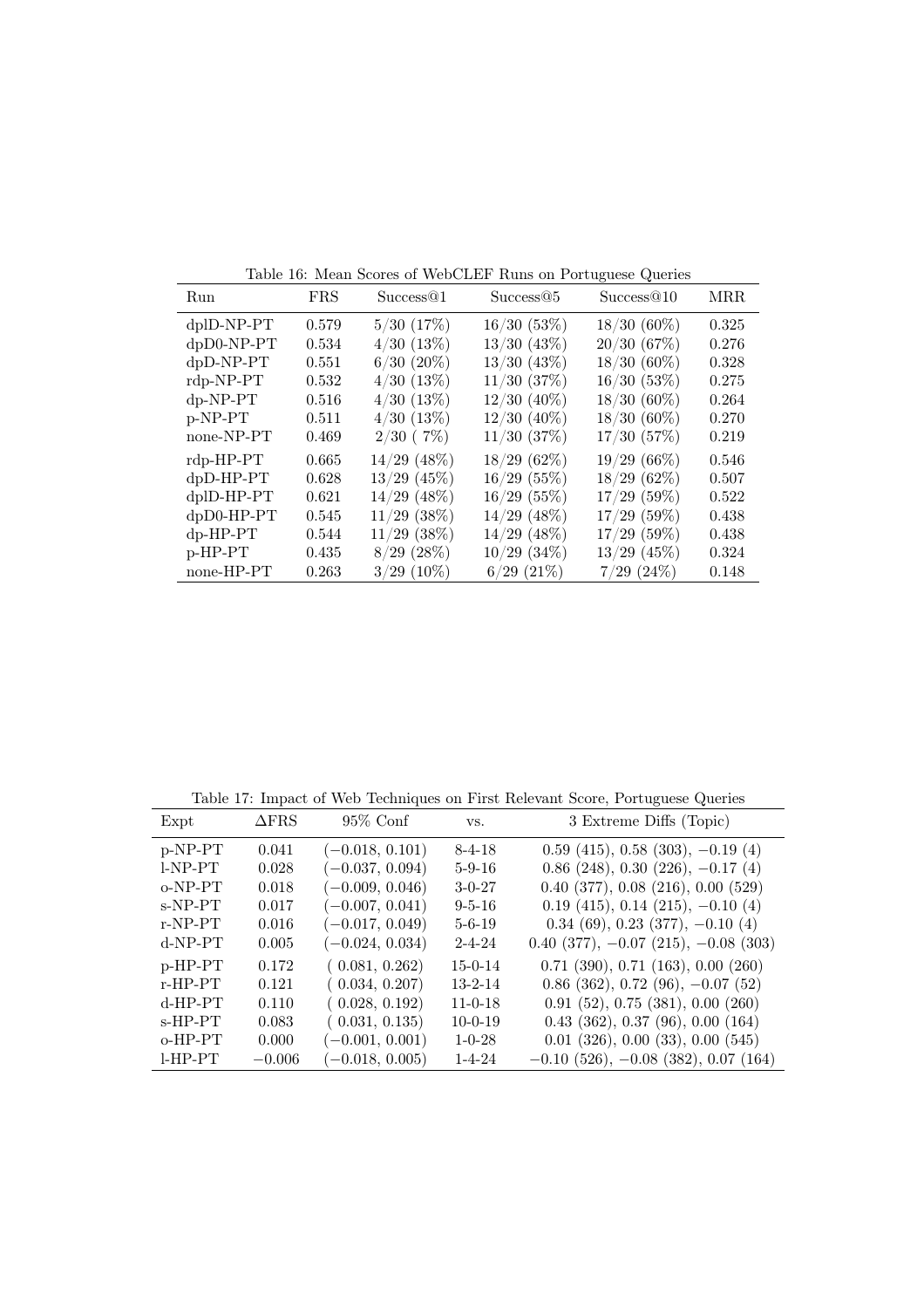Table 16: Mean Scores of WebCLEF Runs on Portuguese Queries

| Run | FRS | Success@1 | Success@5 | Success@10 | MRR |
|---|---|---|---|---|---|
| dplD-NP-PT | 0.579 | 5/30 (17%) | 16/30 (53%) | 18/30 (60%) | 0.325 |
| dpD0-NP-PT | 0.534 | 4/30 (13%) | 13/30 (43%) | 20/30 (67%) | 0.276 |
| dpD-NP-PT | 0.551 | 6/30 (20%) | 13/30 (43%) | 18/30 (60%) | 0.328 |
| rdp-NP-PT | 0.532 | 4/30 (13%) | 11/30 (37%) | 16/30 (53%) | 0.275 |
| dp-NP-PT | 0.516 | 4/30 (13%) | 12/30 (40%) | 18/30 (60%) | 0.264 |
| p-NP-PT | 0.511 | 4/30 (13%) | 12/30 (40%) | 18/30 (60%) | 0.270 |
| none-NP-PT | 0.469 | 2/30 ( 7%) | 11/30 (37%) | 17/30 (57%) | 0.219 |
| rdp-HP-PT | 0.665 | 14/29 (48%) | 18/29 (62%) | 19/29 (66%) | 0.546 |
| dpD-HP-PT | 0.628 | 13/29 (45%) | 16/29 (55%) | 18/29 (62%) | 0.507 |
| dplD-HP-PT | 0.621 | 14/29 (48%) | 16/29 (55%) | 17/29 (59%) | 0.522 |
| dpD0-HP-PT | 0.545 | 11/29 (38%) | 14/29 (48%) | 17/29 (59%) | 0.438 |
| dp-HP-PT | 0.544 | 11/29 (38%) | 14/29 (48%) | 17/29 (59%) | 0.438 |
| p-HP-PT | 0.435 | 8/29 (28%) | 10/29 (34%) | 13/29 (45%) | 0.324 |
| none-HP-PT | 0.263 | 3/29 (10%) | 6/29 (21%) | 7/29 (24%) | 0.148 |

Table 17: Impact of Web Techniques on First Relevant Score, Portuguese Queries

| Expt | ΔFRS | 95% Conf | vs. | 3 Extreme Diffs (Topic) |
|---|---|---|---|---|
| p-NP-PT | 0.041 | (−0.018, 0.101) | 8-4-18 | 0.59 (415), 0.58 (303), −0.19 (4) |
| l-NP-PT | 0.028 | (−0.037, 0.094) | 5-9-16 | 0.86 (248), 0.30 (226), −0.17 (4) |
| o-NP-PT | 0.018 | (−0.009, 0.046) | 3-0-27 | 0.40 (377), 0.08 (216), 0.00 (529) |
| s-NP-PT | 0.017 | (−0.007, 0.041) | 9-5-16 | 0.19 (415), 0.14 (215), −0.10 (4) |
| r-NP-PT | 0.016 | (−0.017, 0.049) | 5-6-19 | 0.34 (69), 0.23 (377), −0.10 (4) |
| d-NP-PT | 0.005 | (−0.024, 0.034) | 2-4-24 | 0.40 (377), −0.07 (215), −0.08 (303) |
| p-HP-PT | 0.172 | ( 0.081, 0.262) | 15-0-14 | 0.71 (390), 0.71 (163), 0.00 (260) |
| r-HP-PT | 0.121 | ( 0.034, 0.207) | 13-2-14 | 0.86 (362), 0.72 (96), −0.07 (52) |
| d-HP-PT | 0.110 | ( 0.028, 0.192) | 11-0-18 | 0.91 (52), 0.75 (381), 0.00 (260) |
| s-HP-PT | 0.083 | ( 0.031, 0.135) | 10-0-19 | 0.43 (362), 0.37 (96), 0.00 (164) |
| o-HP-PT | 0.000 | (−0.001, 0.001) | 1-0-28 | 0.01 (326), 0.00 (33), 0.00 (545) |
| l-HP-PT | −0.006 | (−0.018, 0.005) | 1-4-24 | −0.10 (526), −0.08 (382), 0.07 (164) |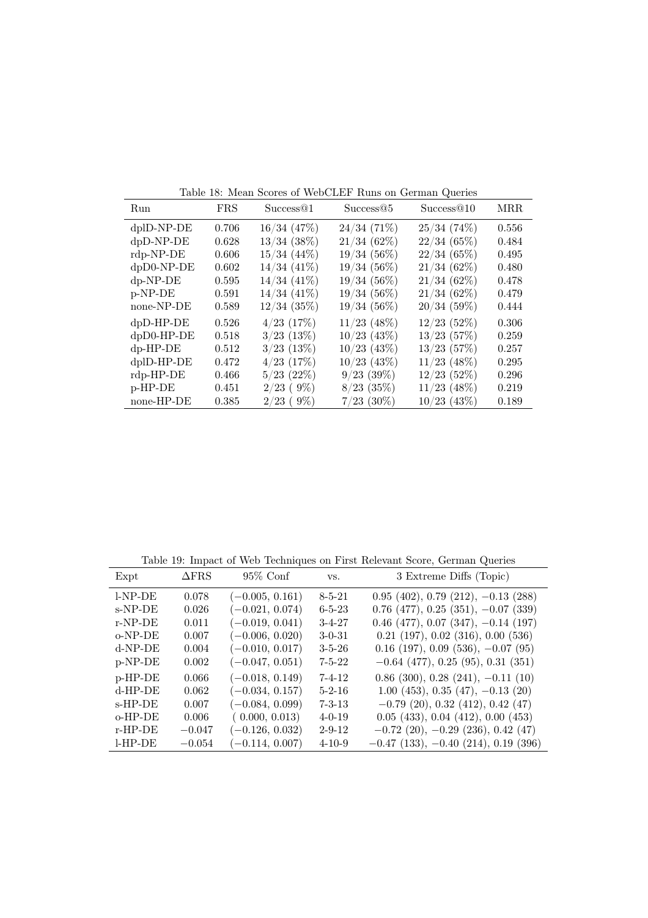Table 18: Mean Scores of WebCLEF Runs on German Queries

| Run | FRS | Success@1 | Success@5 | Success@10 | MRR |
|---|---|---|---|---|---|
| dplD-NP-DE | 0.706 | 16/34 (47%) | 24/34 (71%) | 25/34 (74%) | 0.556 |
| dpD-NP-DE | 0.628 | 13/34 (38%) | 21/34 (62%) | 22/34 (65%) | 0.484 |
| rdp-NP-DE | 0.606 | 15/34 (44%) | 19/34 (56%) | 22/34 (65%) | 0.495 |
| dpD0-NP-DE | 0.602 | 14/34 (41%) | 19/34 (56%) | 21/34 (62%) | 0.480 |
| dp-NP-DE | 0.595 | 14/34 (41%) | 19/34 (56%) | 21/34 (62%) | 0.478 |
| p-NP-DE | 0.591 | 14/34 (41%) | 19/34 (56%) | 21/34 (62%) | 0.479 |
| none-NP-DE | 0.589 | 12/34 (35%) | 19/34 (56%) | 20/34 (59%) | 0.444 |
| dpD-HP-DE | 0.526 | 4/23 (17%) | 11/23 (48%) | 12/23 (52%) | 0.306 |
| dpD0-HP-DE | 0.518 | 3/23 (13%) | 10/23 (43%) | 13/23 (57%) | 0.259 |
| dp-HP-DE | 0.512 | 3/23 (13%) | 10/23 (43%) | 13/23 (57%) | 0.257 |
| dplD-HP-DE | 0.472 | 4/23 (17%) | 10/23 (43%) | 11/23 (48%) | 0.295 |
| rdp-HP-DE | 0.466 | 5/23 (22%) | 9/23 (39%) | 12/23 (52%) | 0.296 |
| p-HP-DE | 0.451 | 2/23 ( 9%) | 8/23 (35%) | 11/23 (48%) | 0.219 |
| none-HP-DE | 0.385 | 2/23 ( 9%) | 7/23 (30%) | 10/23 (43%) | 0.189 |

Table 19: Impact of Web Techniques on First Relevant Score, German Queries

| Expt | ΔFRS | 95% Conf | vs. | 3 Extreme Diffs (Topic) |
|---|---|---|---|---|
| l-NP-DE | 0.078 | (−0.005, 0.161) | 8-5-21 | 0.95 (402), 0.79 (212), −0.13 (288) |
| s-NP-DE | 0.026 | (−0.021, 0.074) | 6-5-23 | 0.76 (477), 0.25 (351), −0.07 (339) |
| r-NP-DE | 0.011 | (−0.019, 0.041) | 3-4-27 | 0.46 (477), 0.07 (347), −0.14 (197) |
| o-NP-DE | 0.007 | (−0.006, 0.020) | 3-0-31 | 0.21 (197), 0.02 (316), 0.00 (536) |
| d-NP-DE | 0.004 | (−0.010, 0.017) | 3-5-26 | 0.16 (197), 0.09 (536), −0.07 (95) |
| p-NP-DE | 0.002 | (−0.047, 0.051) | 7-5-22 | −0.64 (477), 0.25 (95), 0.31 (351) |
| p-HP-DE | 0.066 | (−0.018, 0.149) | 7-4-12 | 0.86 (300), 0.28 (241), −0.11 (10) |
| d-HP-DE | 0.062 | (−0.034, 0.157) | 5-2-16 | 1.00 (453), 0.35 (47), −0.13 (20) |
| s-HP-DE | 0.007 | (−0.084, 0.099) | 7-3-13 | −0.79 (20), 0.32 (412), 0.42 (47) |
| o-HP-DE | 0.006 | ( 0.000, 0.013) | 4-0-19 | 0.05 (433), 0.04 (412), 0.00 (453) |
| r-HP-DE | −0.047 | (−0.126, 0.032) | 2-9-12 | −0.72 (20), −0.29 (236), 0.42 (47) |
| l-HP-DE | −0.054 | (−0.114, 0.007) | 4-10-9 | −0.47 (133), −0.40 (214), 0.19 (396) |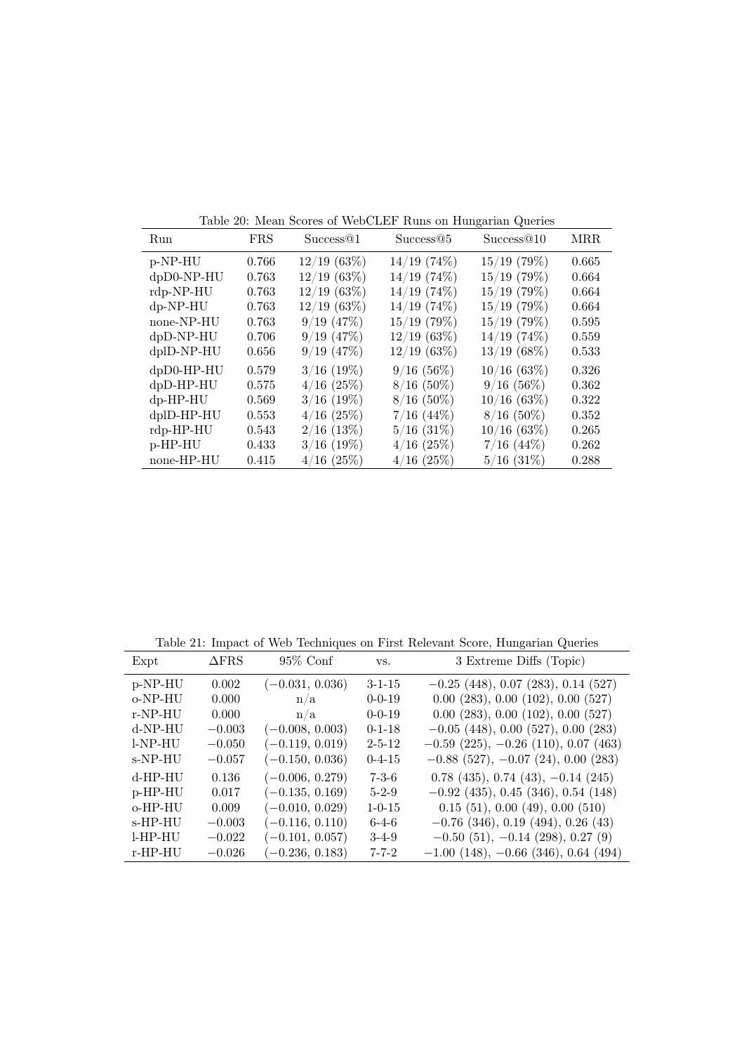Table 20: Mean Scores of WebCLEF Runs on Hungarian Queries

| Run | FRS | Success@1 | Success@5 | Success@10 | MRR |
|---|---|---|---|---|---|
| p-NP-HU | 0.766 | 12/19 (63%) | 14/19 (74%) | 15/19 (79%) | 0.665 |
| dpD0-NP-HU | 0.763 | 12/19 (63%) | 14/19 (74%) | 15/19 (79%) | 0.664 |
| rdp-NP-HU | 0.763 | 12/19 (63%) | 14/19 (74%) | 15/19 (79%) | 0.664 |
| dp-NP-HU | 0.763 | 12/19 (63%) | 14/19 (74%) | 15/19 (79%) | 0.664 |
| none-NP-HU | 0.763 | 9/19 (47%) | 15/19 (79%) | 15/19 (79%) | 0.595 |
| dpD-NP-HU | 0.706 | 9/19 (47%) | 12/19 (63%) | 14/19 (74%) | 0.559 |
| dplD-NP-HU | 0.656 | 9/19 (47%) | 12/19 (63%) | 13/19 (68%) | 0.533 |
| dpD0-HP-HU | 0.579 | 3/16 (19%) | 9/16 (56%) | 10/16 (63%) | 0.326 |
| dpD-HP-HU | 0.575 | 4/16 (25%) | 8/16 (50%) | 9/16 (56%) | 0.362 |
| dp-HP-HU | 0.569 | 3/16 (19%) | 8/16 (50%) | 10/16 (63%) | 0.322 |
| dplD-HP-HU | 0.553 | 4/16 (25%) | 7/16 (44%) | 8/16 (50%) | 0.352 |
| rdp-HP-HU | 0.543 | 2/16 (13%) | 5/16 (31%) | 10/16 (63%) | 0.265 |
| p-HP-HU | 0.433 | 3/16 (19%) | 4/16 (25%) | 7/16 (44%) | 0.262 |
| none-HP-HU | 0.415 | 4/16 (25%) | 4/16 (25%) | 5/16 (31%) | 0.288 |

Table 21: Impact of Web Techniques on First Relevant Score, Hungarian Queries

| Expt | ΔFRS | 95% Conf | vs. | 3 Extreme Diffs (Topic) |
|---|---|---|---|---|
| p-NP-HU | 0.002 | (−0.031, 0.036) | 3-1-15 | −0.25 (448), 0.07 (283), 0.14 (527) |
| o-NP-HU | 0.000 | n/a | 0-0-19 | 0.00 (283), 0.00 (102), 0.00 (527) |
| r-NP-HU | 0.000 | n/a | 0-0-19 | 0.00 (283), 0.00 (102), 0.00 (527) |
| d-NP-HU | −0.003 | (−0.008, 0.003) | 0-1-18 | −0.05 (448), 0.00 (527), 0.00 (283) |
| l-NP-HU | −0.050 | (−0.119, 0.019) | 2-5-12 | −0.59 (225), −0.26 (110), 0.07 (463) |
| s-NP-HU | −0.057 | (−0.150, 0.036) | 0-4-15 | −0.88 (527), −0.07 (24), 0.00 (283) |
| d-HP-HU | 0.136 | (−0.006, 0.279) | 7-3-6 | 0.78 (435), 0.74 (43), −0.14 (245) |
| p-HP-HU | 0.017 | (−0.135, 0.169) | 5-2-9 | −0.92 (435), 0.45 (346), 0.54 (148) |
| o-HP-HU | 0.009 | (−0.010, 0.029) | 1-0-15 | 0.15 (51), 0.00 (49), 0.00 (510) |
| s-HP-HU | −0.003 | (−0.116, 0.110) | 6-4-6 | −0.76 (346), 0.19 (494), 0.26 (43) |
| l-HP-HU | −0.022 | (−0.101, 0.057) | 3-4-9 | −0.50 (51), −0.14 (298), 0.27 (9) |
| r-HP-HU | −0.026 | (−0.236, 0.183) | 7-7-2 | −1.00 (148), −0.66 (346), 0.64 (494) |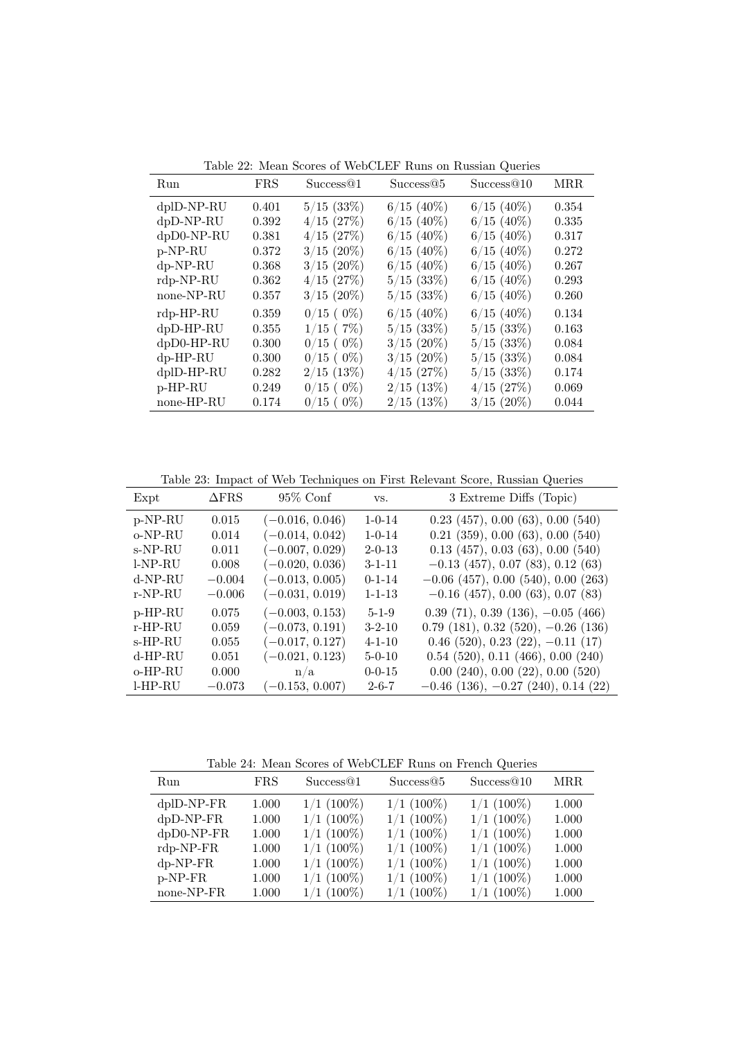Table 22: Mean Scores of WebCLEF Runs on Russian Queries

| Run | FRS | Success@1 | Success@5 | Success@10 | MRR |
|---|---|---|---|---|---|
| dplD-NP-RU | 0.401 | 5/15 (33%) | 6/15 (40%) | 6/15 (40%) | 0.354 |
| dpD-NP-RU | 0.392 | 4/15 (27%) | 6/15 (40%) | 6/15 (40%) | 0.335 |
| dpD0-NP-RU | 0.381 | 4/15 (27%) | 6/15 (40%) | 6/15 (40%) | 0.317 |
| p-NP-RU | 0.372 | 3/15 (20%) | 6/15 (40%) | 6/15 (40%) | 0.272 |
| dp-NP-RU | 0.368 | 3/15 (20%) | 6/15 (40%) | 6/15 (40%) | 0.267 |
| rdp-NP-RU | 0.362 | 4/15 (27%) | 5/15 (33%) | 6/15 (40%) | 0.293 |
| none-NP-RU | 0.357 | 3/15 (20%) | 5/15 (33%) | 6/15 (40%) | 0.260 |
| rdp-HP-RU | 0.359 | 0/15 ( 0%) | 6/15 (40%) | 6/15 (40%) | 0.134 |
| dpD-HP-RU | 0.355 | 1/15 ( 7%) | 5/15 (33%) | 5/15 (33%) | 0.163 |
| dpD0-HP-RU | 0.300 | 0/15 ( 0%) | 3/15 (20%) | 5/15 (33%) | 0.084 |
| dp-HP-RU | 0.300 | 0/15 ( 0%) | 3/15 (20%) | 5/15 (33%) | 0.084 |
| dplD-HP-RU | 0.282 | 2/15 (13%) | 4/15 (27%) | 5/15 (33%) | 0.174 |
| p-HP-RU | 0.249 | 0/15 ( 0%) | 2/15 (13%) | 4/15 (27%) | 0.069 |
| none-HP-RU | 0.174 | 0/15 ( 0%) | 2/15 (13%) | 3/15 (20%) | 0.044 |

Table 23: Impact of Web Techniques on First Relevant Score, Russian Queries

| Expt | ΔFRS | 95% Conf | vs. | 3 Extreme Diffs (Topic) |
|---|---|---|---|---|
| p-NP-RU | 0.015 | (−0.016, 0.046) | 1-0-14 | 0.23 (457), 0.00 (63), 0.00 (540) |
| o-NP-RU | 0.014 | (−0.014, 0.042) | 1-0-14 | 0.21 (359), 0.00 (63), 0.00 (540) |
| s-NP-RU | 0.011 | (−0.007, 0.029) | 2-0-13 | 0.13 (457), 0.03 (63), 0.00 (540) |
| l-NP-RU | 0.008 | (−0.020, 0.036) | 3-1-11 | −0.13 (457), 0.07 (83), 0.12 (63) |
| d-NP-RU | −0.004 | (−0.013, 0.005) | 0-1-14 | −0.06 (457), 0.00 (540), 0.00 (263) |
| r-NP-RU | −0.006 | (−0.031, 0.019) | 1-1-13 | −0.16 (457), 0.00 (63), 0.07 (83) |
| p-HP-RU | 0.075 | (−0.003, 0.153) | 5-1-9 | 0.39 (71), 0.39 (136), −0.05 (466) |
| r-HP-RU | 0.059 | (−0.073, 0.191) | 3-2-10 | 0.79 (181), 0.32 (520), −0.26 (136) |
| s-HP-RU | 0.055 | (−0.017, 0.127) | 4-1-10 | 0.46 (520), 0.23 (22), −0.11 (17) |
| d-HP-RU | 0.051 | (−0.021, 0.123) | 5-0-10 | 0.54 (520), 0.11 (466), 0.00 (240) |
| o-HP-RU | 0.000 | n/a | 0-0-15 | 0.00 (240), 0.00 (22), 0.00 (520) |
| l-HP-RU | −0.073 | (−0.153, 0.007) | 2-6-7 | −0.46 (136), −0.27 (240), 0.14 (22) |

Table 24: Mean Scores of WebCLEF Runs on French Queries

| Run | FRS | Success@1 | Success@5 | Success@10 | MRR |
|---|---|---|---|---|---|
| dplD-NP-FR | 1.000 | 1/1 (100%) | 1/1 (100%) | 1/1 (100%) | 1.000 |
| dpD-NP-FR | 1.000 | 1/1 (100%) | 1/1 (100%) | 1/1 (100%) | 1.000 |
| dpD0-NP-FR | 1.000 | 1/1 (100%) | 1/1 (100%) | 1/1 (100%) | 1.000 |
| rdp-NP-FR | 1.000 | 1/1 (100%) | 1/1 (100%) | 1/1 (100%) | 1.000 |
| dp-NP-FR | 1.000 | 1/1 (100%) | 1/1 (100%) | 1/1 (100%) | 1.000 |
| p-NP-FR | 1.000 | 1/1 (100%) | 1/1 (100%) | 1/1 (100%) | 1.000 |
| none-NP-FR | 1.000 | 1/1 (100%) | 1/1 (100%) | 1/1 (100%) | 1.000 |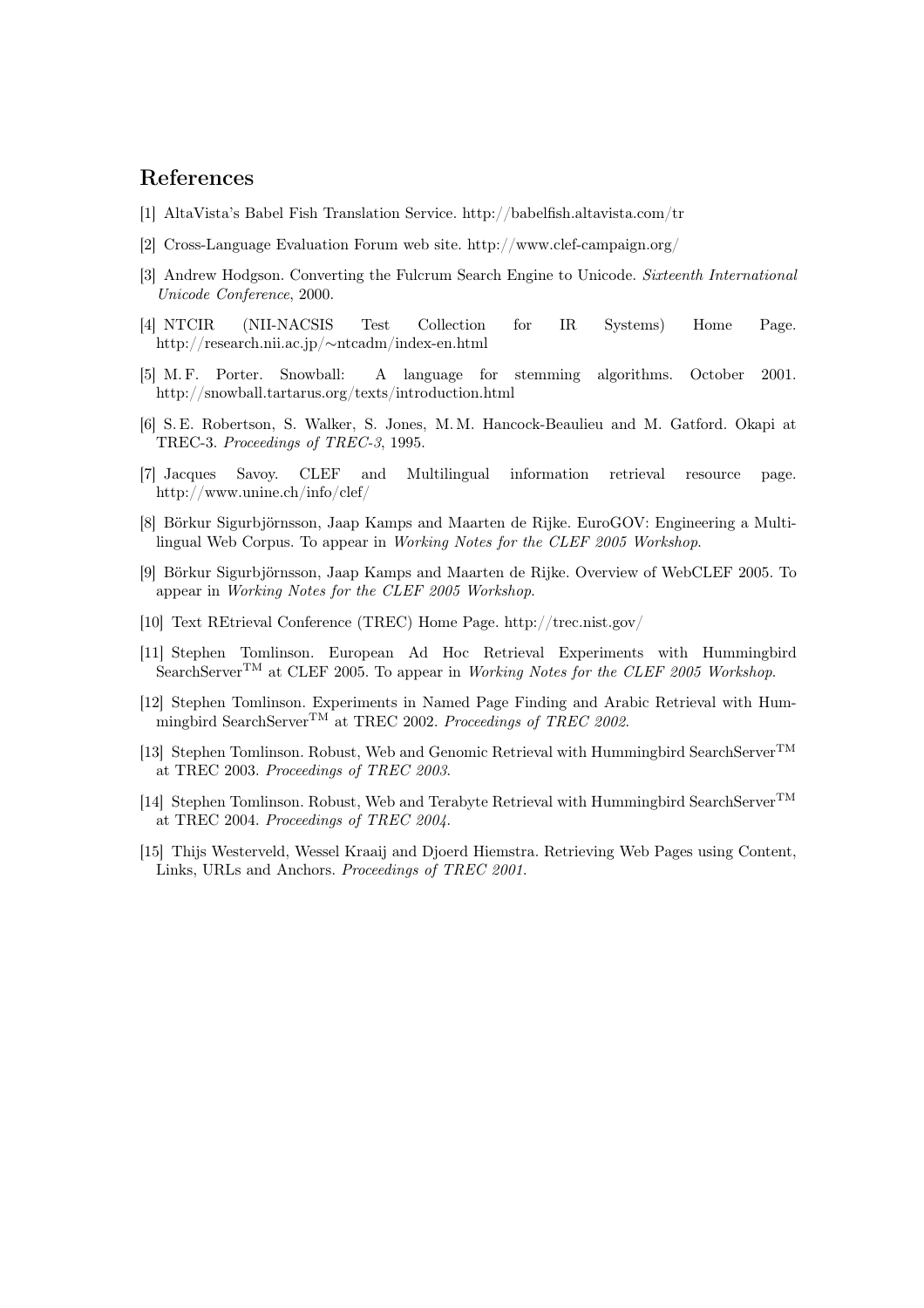## References

[1] AltaVista's Babel Fish Translation Service. http://babelfish.altavista.com/tr

[2] Cross-Language Evaluation Forum web site. http://www.clef-campaign.org/

[3] Andrew Hodgson. Converting the Fulcrum Search Engine to Unicode. *Sixteenth International Unicode Conference*, 2000.

[4] NTCIR (NII-NACSIS Test Collection for IR Systems) Home Page. http://research.nii.ac.jp/∼ntcadm/index-en.html

[5] M. F. Porter. Snowball: A language for stemming algorithms. October 2001. http://snowball.tartarus.org/texts/introduction.html

[6] S. E. Robertson, S. Walker, S. Jones, M. M. Hancock-Beaulieu and M. Gatford. Okapi at TREC-3. *Proceedings of TREC-3*, 1995.

[7] Jacques Savoy. CLEF and Multilingual information retrieval resource page. http://www.unine.ch/info/clef/

[8] Börkur Sigurbjörnsson, Jaap Kamps and Maarten de Rijke. EuroGOV: Engineering a Multilingual Web Corpus. To appear in *Working Notes for the CLEF 2005 Workshop*.

[9] Börkur Sigurbjörnsson, Jaap Kamps and Maarten de Rijke. Overview of WebCLEF 2005. To appear in *Working Notes for the CLEF 2005 Workshop*.

[10] Text REtrieval Conference (TREC) Home Page. http://trec.nist.gov/

[11] Stephen Tomlinson. European Ad Hoc Retrieval Experiments with Hummingbird SearchServer™ at CLEF 2005. To appear in *Working Notes for the CLEF 2005 Workshop*.

[12] Stephen Tomlinson. Experiments in Named Page Finding and Arabic Retrieval with Hummingbird SearchServer™ at TREC 2002. *Proceedings of TREC 2002*.

[13] Stephen Tomlinson. Robust, Web and Genomic Retrieval with Hummingbird SearchServer™ at TREC 2003. *Proceedings of TREC 2003*.

[14] Stephen Tomlinson. Robust, Web and Terabyte Retrieval with Hummingbird SearchServer™ at TREC 2004. *Proceedings of TREC 2004*.

[15] Thijs Westerveld, Wessel Kraaij and Djoerd Hiemstra. Retrieving Web Pages using Content, Links, URLs and Anchors. *Proceedings of TREC 2001*.